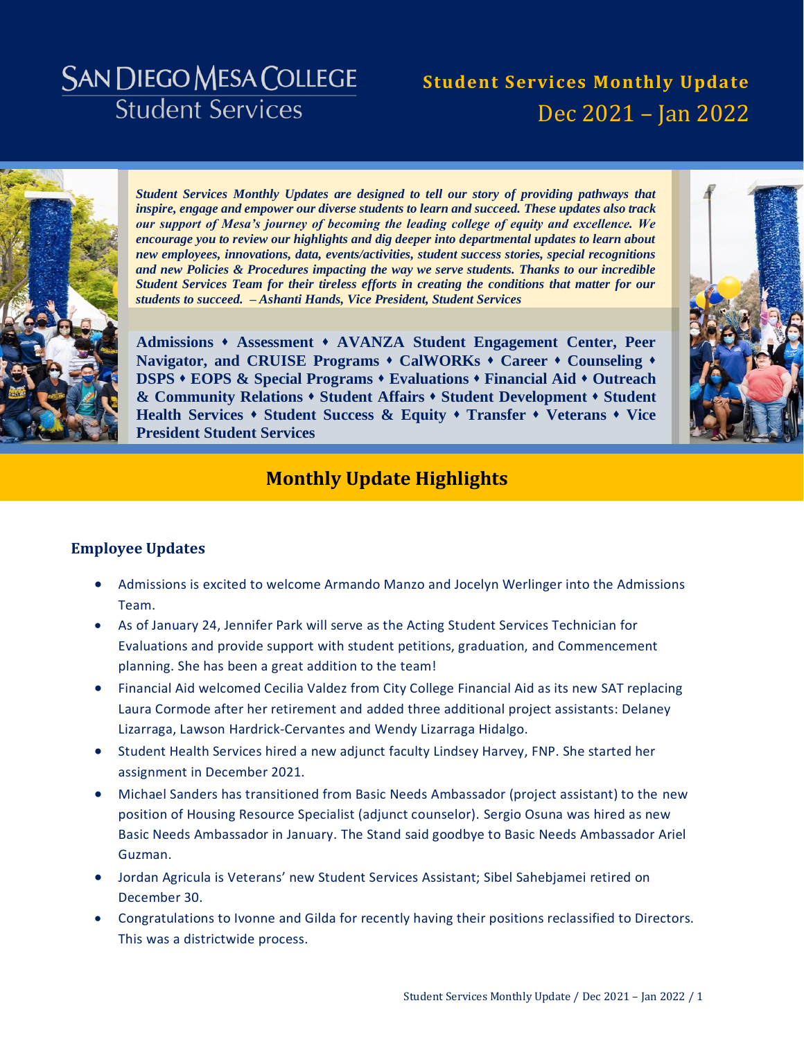# San Diego Mesa College Student Services

## Student Services Monthly Update

## Dec 2021 – Jan 2022

***Student Services Monthly Updates are designed to tell our story of providing pathways that inspire, engage and empower our diverse students to learn and succeed. These updates also track our support of Mesa's journey of becoming the leading college of equity and excellence. We encourage you to review our highlights and dig deeper into departmental updates to learn about new employees, innovations, data, events/activities, student success stories, special recognitions and new Policies & Procedures impacting the way we serve students. Thanks to our incredible Student Services Team for their tireless efforts in creating the conditions that matter for our students to succeed. – Ashanti Hands, Vice President, Student Services***

**Admissions ♦ Assessment ♦ AVANZA Student Engagement Center, Peer Navigator, and CRUISE Programs ♦ CalWORKs ♦ Career ♦ Counseling ♦ DSPS ♦ EOPS & Special Programs ♦ Evaluations ♦ Financial Aid ♦ Outreach & Community Relations ♦ Student Affairs ♦ Student Development ♦ Student Health Services ♦ Student Success & Equity ♦ Transfer ♦ Veterans ♦ Vice President Student Services**

## Monthly Update Highlights

### Employee Updates

- Admissions is excited to welcome Armando Manzo and Jocelyn Werlinger into the Admissions Team.
- As of January 24, Jennifer Park will serve as the Acting Student Services Technician for Evaluations and provide support with student petitions, graduation, and Commencement planning. She has been a great addition to the team!
- Financial Aid welcomed Cecilia Valdez from City College Financial Aid as its new SAT replacing Laura Cormode after her retirement and added three additional project assistants: Delaney Lizarraga, Lawson Hardrick-Cervantes and Wendy Lizarraga Hidalgo.
- Student Health Services hired a new adjunct faculty Lindsey Harvey, FNP. She started her assignment in December 2021.
- Michael Sanders has transitioned from Basic Needs Ambassador (project assistant) to the new position of Housing Resource Specialist (adjunct counselor). Sergio Osuna was hired as new Basic Needs Ambassador in January. The Stand said goodbye to Basic Needs Ambassador Ariel Guzman.
- Jordan Agricula is Veterans' new Student Services Assistant; Sibel Sahebjamei retired on December 30.
- Congratulations to Ivonne and Gilda for recently having their positions reclassified to Directors. This was a districtwide process.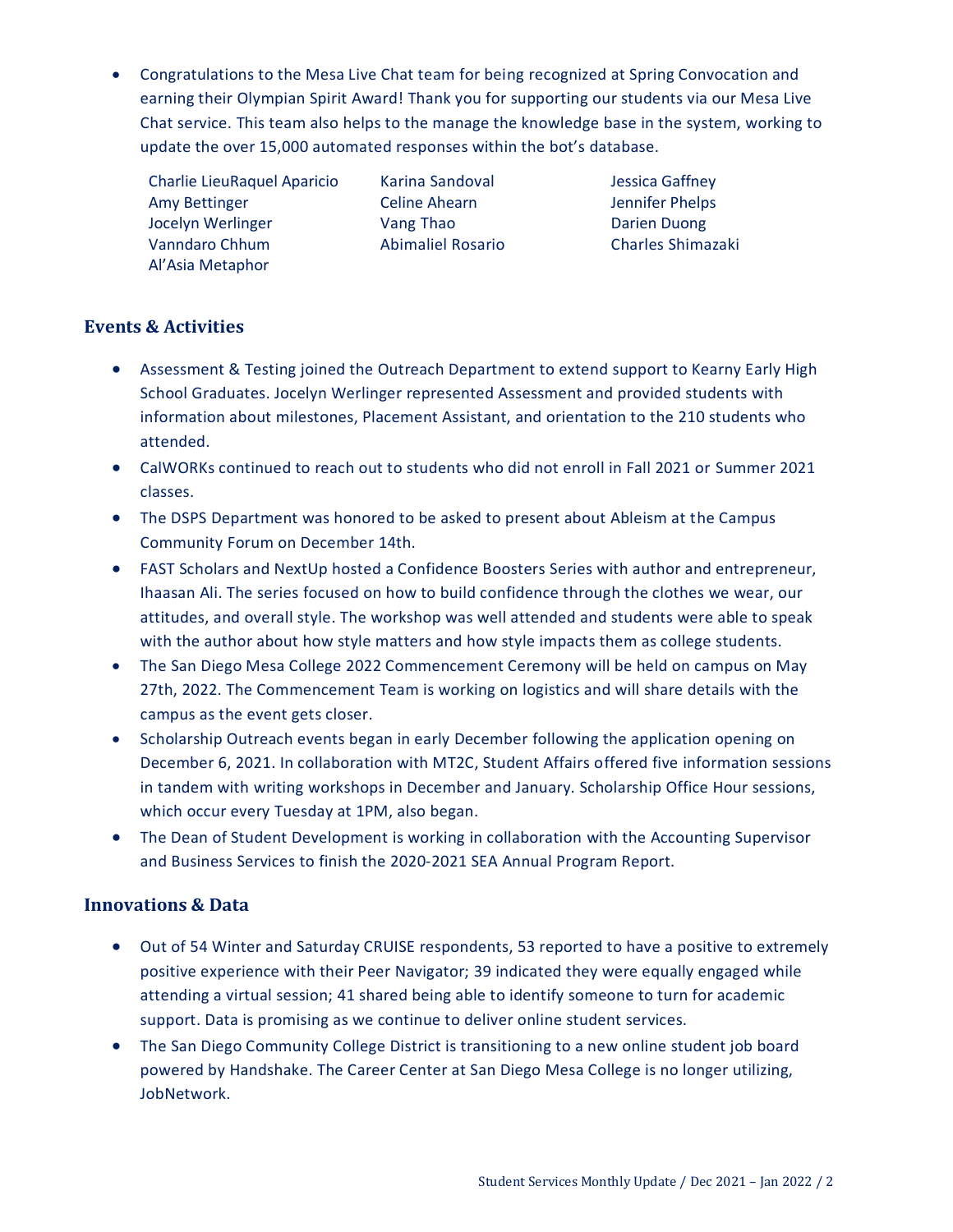- Congratulations to the Mesa Live Chat team for being recognized at Spring Convocation and earning their Olympian Spirit Award! Thank you for supporting our students via our Mesa Live Chat service. This team also helps to the manage the knowledge base in the system, working to update the over 15,000 automated responses within the bot's database.

| | | |
|---|---|---|
| Charlie LieuRaquel Aparicio | Karina Sandoval | Jessica Gaffney |
| Amy Bettinger | Celine Ahearn | Jennifer Phelps |
| Jocelyn Werlinger | Vang Thao | Darien Duong |
| Vanndaro Chhum | Abimaliel Rosario | Charles Shimazaki |
| Al'Asia Metaphor | | |

## Events & Activities

- Assessment & Testing joined the Outreach Department to extend support to Kearny Early High School Graduates. Jocelyn Werlinger represented Assessment and provided students with information about milestones, Placement Assistant, and orientation to the 210 students who attended.
- CalWORKs continued to reach out to students who did not enroll in Fall 2021 or Summer 2021 classes.
- The DSPS Department was honored to be asked to present about Ableism at the Campus Community Forum on December 14th.
- FAST Scholars and NextUp hosted a Confidence Boosters Series with author and entrepreneur, Ihaasan Ali. The series focused on how to build confidence through the clothes we wear, our attitudes, and overall style. The workshop was well attended and students were able to speak with the author about how style matters and how style impacts them as college students.
- The San Diego Mesa College 2022 Commencement Ceremony will be held on campus on May 27th, 2022. The Commencement Team is working on logistics and will share details with the campus as the event gets closer.
- Scholarship Outreach events began in early December following the application opening on December 6, 2021. In collaboration with MT2C, Student Affairs offered five information sessions in tandem with writing workshops in December and January. Scholarship Office Hour sessions, which occur every Tuesday at 1PM, also began.
- The Dean of Student Development is working in collaboration with the Accounting Supervisor and Business Services to finish the 2020-2021 SEA Annual Program Report.

## Innovations & Data

- Out of 54 Winter and Saturday CRUISE respondents, 53 reported to have a positive to extremely positive experience with their Peer Navigator; 39 indicated they were equally engaged while attending a virtual session; 41 shared being able to identify someone to turn for academic support. Data is promising as we continue to deliver online student services.
- The San Diego Community College District is transitioning to a new online student job board powered by Handshake. The Career Center at San Diego Mesa College is no longer utilizing, JobNetwork.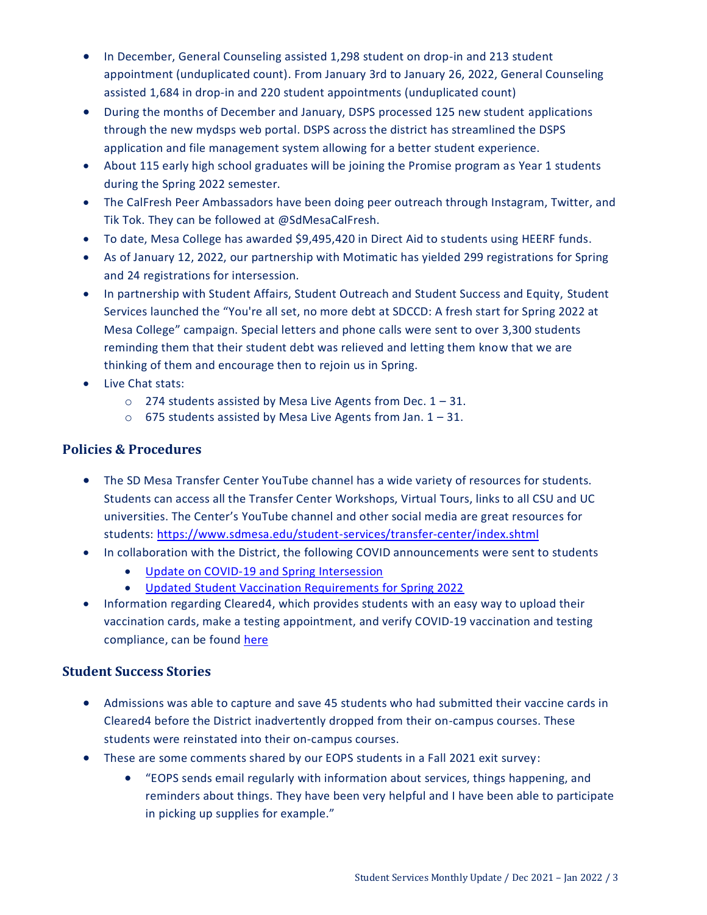- In December, General Counseling assisted 1,298 student on drop-in and 213 student appointment (unduplicated count). From January 3rd to January 26, 2022, General Counseling assisted 1,684 in drop-in and 220 student appointments (unduplicated count)
- During the months of December and January, DSPS processed 125 new student applications through the new mydsps web portal. DSPS across the district has streamlined the DSPS application and file management system allowing for a better student experience.
- About 115 early high school graduates will be joining the Promise program as Year 1 students during the Spring 2022 semester.
- The CalFresh Peer Ambassadors have been doing peer outreach through Instagram, Twitter, and Tik Tok. They can be followed at @SdMesaCalFresh.
- To date, Mesa College has awarded $9,495,420 in Direct Aid to students using HEERF funds.
- As of January 12, 2022, our partnership with Motimatic has yielded 299 registrations for Spring and 24 registrations for intersession.
- In partnership with Student Affairs, Student Outreach and Student Success and Equity, Student Services launched the "You're all set, no more debt at SDCCD: A fresh start for Spring 2022 at Mesa College" campaign. Special letters and phone calls were sent to over 3,300 students reminding them that their student debt was relieved and letting them know that we are thinking of them and encourage then to rejoin us in Spring.
- Live Chat stats:
  - 274 students assisted by Mesa Live Agents from Dec. 1 – 31.
  - 675 students assisted by Mesa Live Agents from Jan. 1 – 31.

## Policies & Procedures

- The SD Mesa Transfer Center YouTube channel has a wide variety of resources for students. Students can access all the Transfer Center Workshops, Virtual Tours, links to all CSU and UC universities. The Center's YouTube channel and other social media are great resources for students: https://www.sdmesa.edu/student-services/transfer-center/index.shtml
- In collaboration with the District, the following COVID announcements were sent to students
  - Update on COVID-19 and Spring Intersession
  - Updated Student Vaccination Requirements for Spring 2022
- Information regarding Cleared4, which provides students with an easy way to upload their vaccination cards, make a testing appointment, and verify COVID-19 vaccination and testing compliance, can be found here

## Student Success Stories

- Admissions was able to capture and save 45 students who had submitted their vaccine cards in Cleared4 before the District inadvertently dropped from their on-campus courses. These students were reinstated into their on-campus courses.
- These are some comments shared by our EOPS students in a Fall 2021 exit survey:
  - "EOPS sends email regularly with information about services, things happening, and reminders about things. They have been very helpful and I have been able to participate in picking up supplies for example."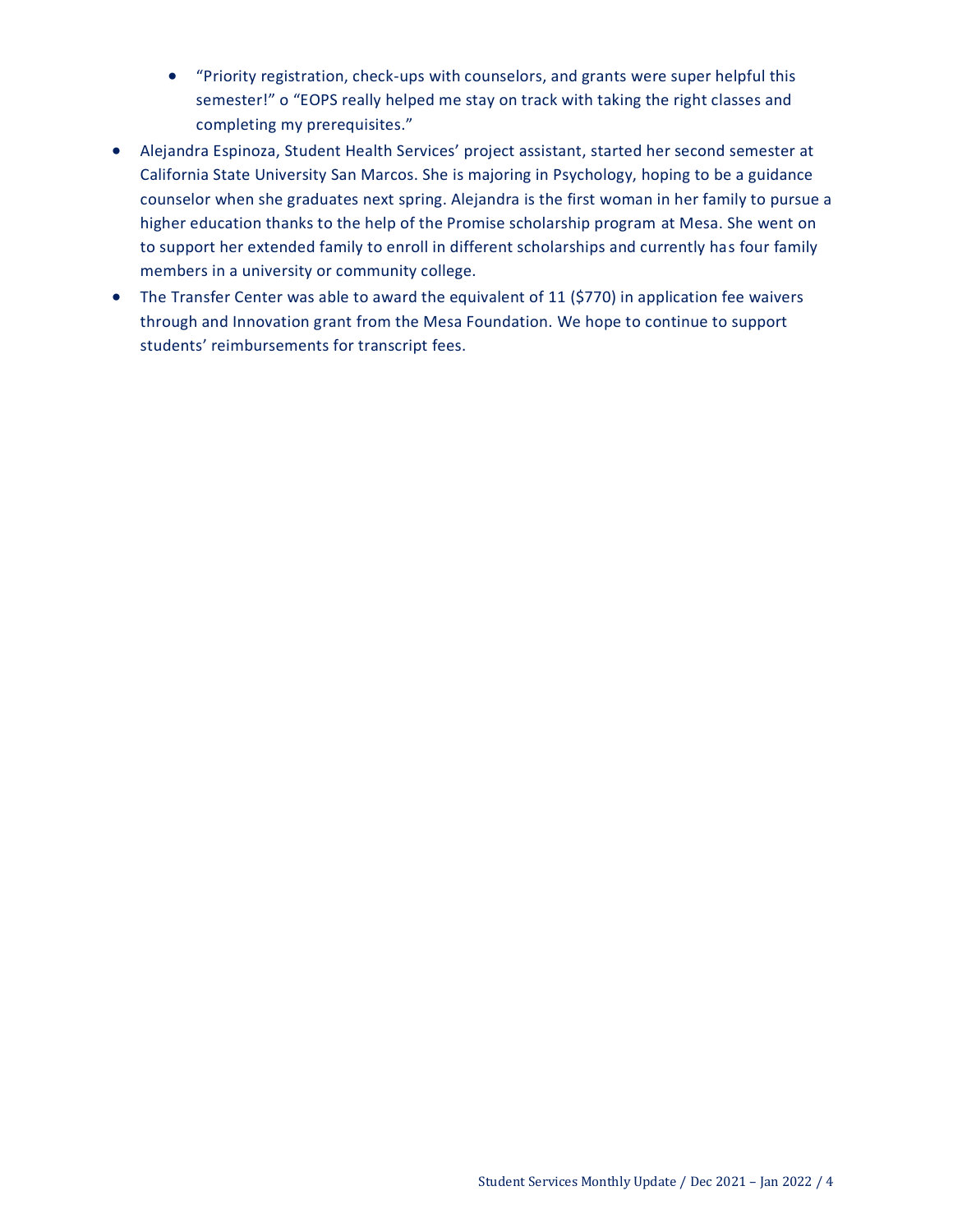- "Priority registration, check-ups with counselors, and grants were super helpful this semester!" o "EOPS really helped me stay on track with taking the right classes and completing my prerequisites."

- Alejandra Espinoza, Student Health Services' project assistant, started her second semester at California State University San Marcos. She is majoring in Psychology, hoping to be a guidance counselor when she graduates next spring. Alejandra is the first woman in her family to pursue a higher education thanks to the help of the Promise scholarship program at Mesa. She went on to support her extended family to enroll in different scholarships and currently has four family members in a university or community college.
- The Transfer Center was able to award the equivalent of 11 ($770) in application fee waivers through and Innovation grant from the Mesa Foundation. We hope to continue to support students' reimbursements for transcript fees.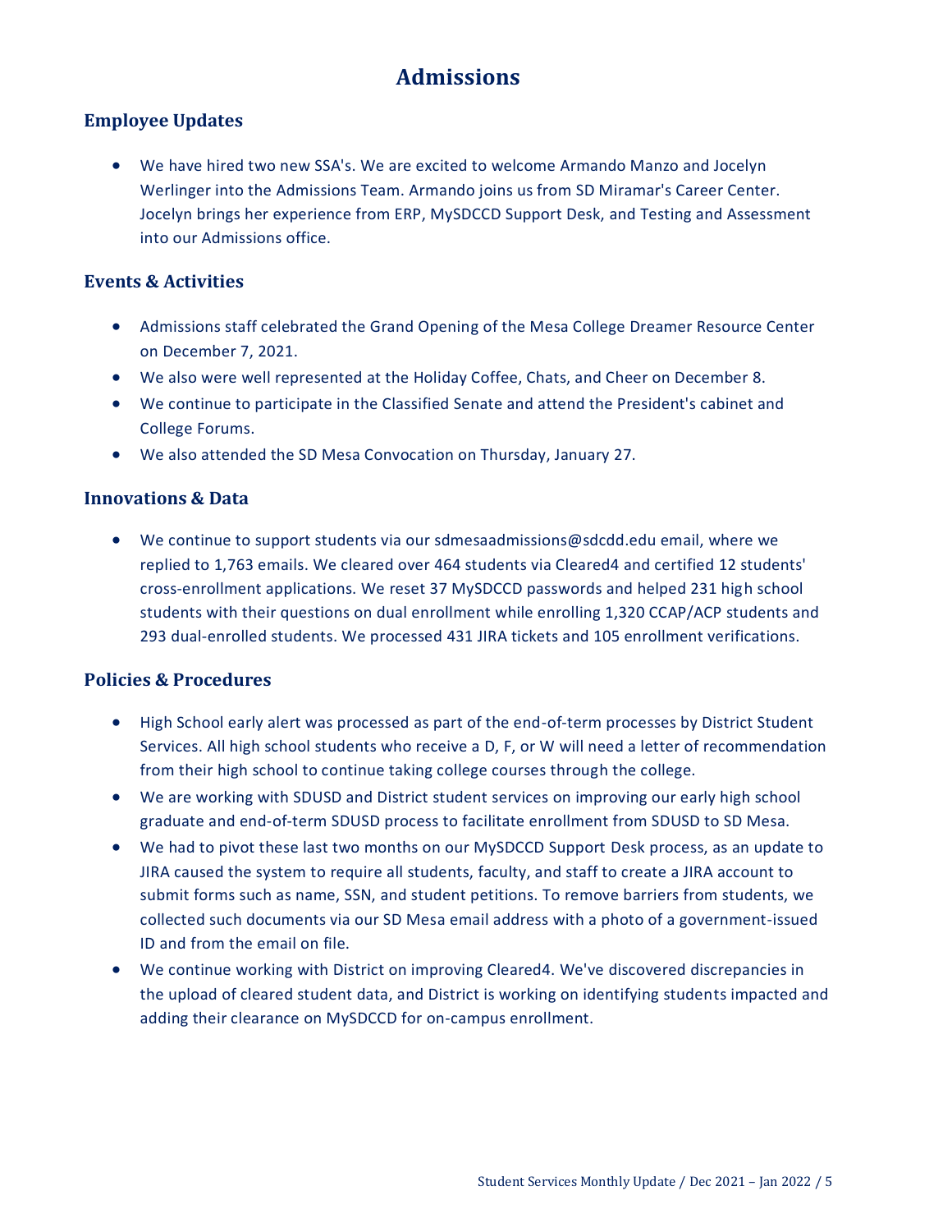# Admissions

## Employee Updates

- We have hired two new SSA's. We are excited to welcome Armando Manzo and Jocelyn Werlinger into the Admissions Team. Armando joins us from SD Miramar's Career Center. Jocelyn brings her experience from ERP, MySDCCD Support Desk, and Testing and Assessment into our Admissions office.

## Events & Activities

- Admissions staff celebrated the Grand Opening of the Mesa College Dreamer Resource Center on December 7, 2021.
- We also were well represented at the Holiday Coffee, Chats, and Cheer on December 8.
- We continue to participate in the Classified Senate and attend the President's cabinet and College Forums.
- We also attended the SD Mesa Convocation on Thursday, January 27.

## Innovations & Data

- We continue to support students via our sdmesaadmissions@sdcdd.edu email, where we replied to 1,763 emails. We cleared over 464 students via Cleared4 and certified 12 students' cross-enrollment applications. We reset 37 MySDCCD passwords and helped 231 high school students with their questions on dual enrollment while enrolling 1,320 CCAP/ACP students and 293 dual-enrolled students. We processed 431 JIRA tickets and 105 enrollment verifications.

## Policies & Procedures

- High School early alert was processed as part of the end-of-term processes by District Student Services. All high school students who receive a D, F, or W will need a letter of recommendation from their high school to continue taking college courses through the college.
- We are working with SDUSD and District student services on improving our early high school graduate and end-of-term SDUSD process to facilitate enrollment from SDUSD to SD Mesa.
- We had to pivot these last two months on our MySDCCD Support Desk process, as an update to JIRA caused the system to require all students, faculty, and staff to create a JIRA account to submit forms such as name, SSN, and student petitions. To remove barriers from students, we collected such documents via our SD Mesa email address with a photo of a government-issued ID and from the email on file.
- We continue working with District on improving Cleared4. We've discovered discrepancies in the upload of cleared student data, and District is working on identifying students impacted and adding their clearance on MySDCCD for on-campus enrollment.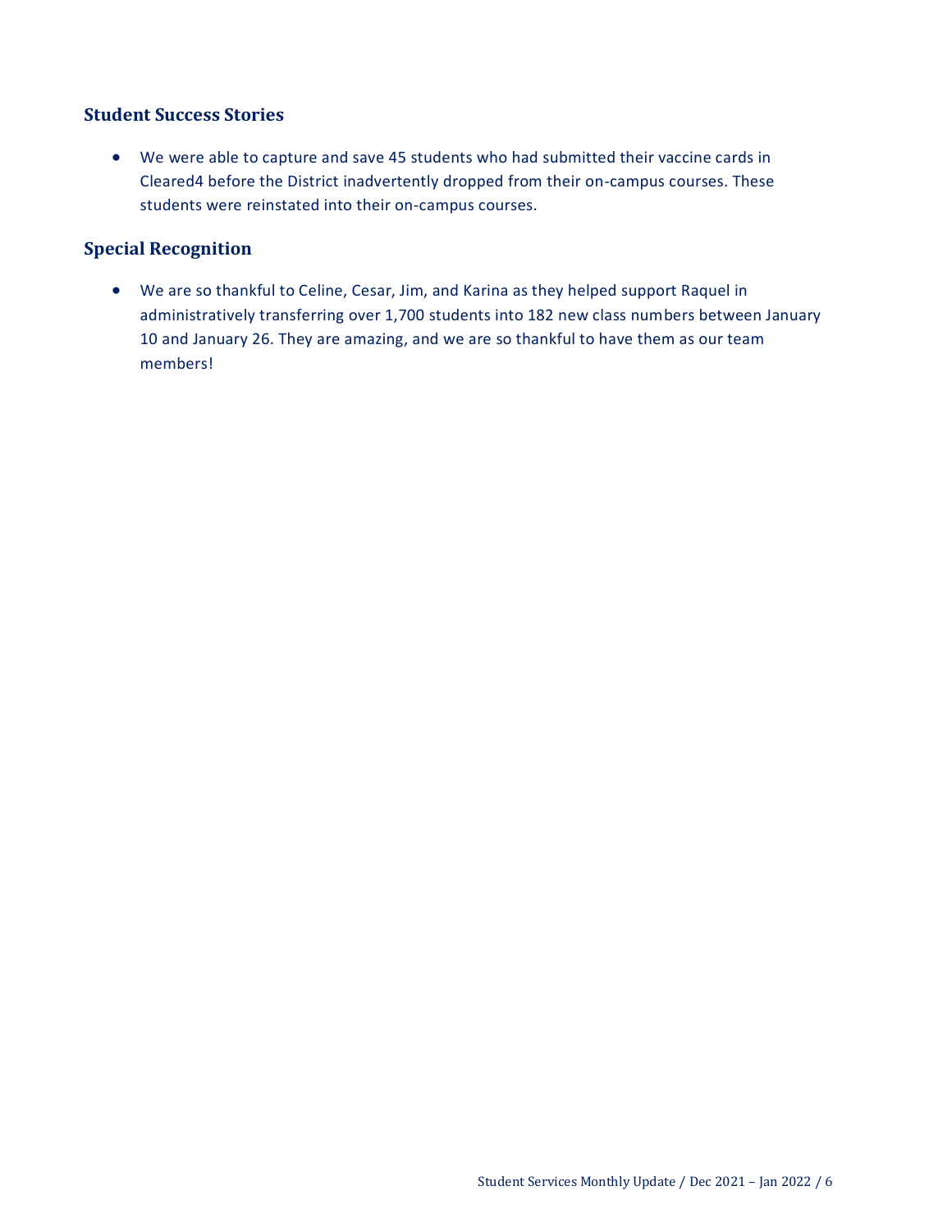### Student Success Stories

- We were able to capture and save 45 students who had submitted their vaccine cards in Cleared4 before the District inadvertently dropped from their on-campus courses. These students were reinstated into their on-campus courses.

### Special Recognition

- We are so thankful to Celine, Cesar, Jim, and Karina as they helped support Raquel in administratively transferring over 1,700 students into 182 new class numbers between January 10 and January 26. They are amazing, and we are so thankful to have them as our team members!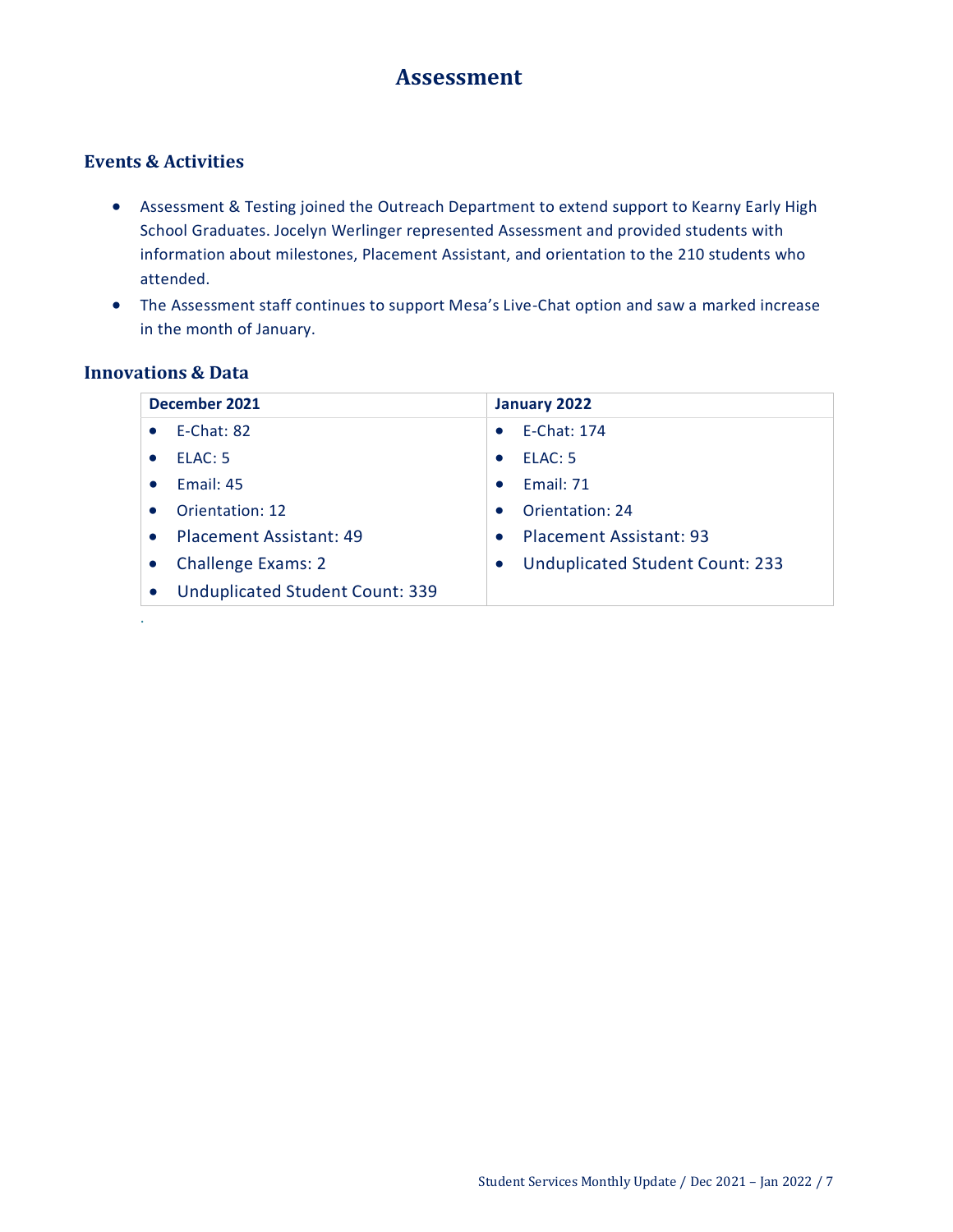# Assessment

## Events & Activities

- Assessment & Testing joined the Outreach Department to extend support to Kearny Early High School Graduates. Jocelyn Werlinger represented Assessment and provided students with information about milestones, Placement Assistant, and orientation to the 210 students who attended.
- The Assessment staff continues to support Mesa's Live-Chat option and saw a marked increase in the month of January.

## Innovations & Data

| December 2021 | January 2022 |
|---|---|
| • E-Chat: 82<br>• ELAC: 5<br>• Email: 45<br>• Orientation: 12<br>• Placement Assistant: 49<br>• Challenge Exams: 2<br>• Unduplicated Student Count: 339 | • E-Chat: 174<br>• ELAC: 5<br>• Email: 71<br>• Orientation: 24<br>• Placement Assistant: 93<br>• Unduplicated Student Count: 233 |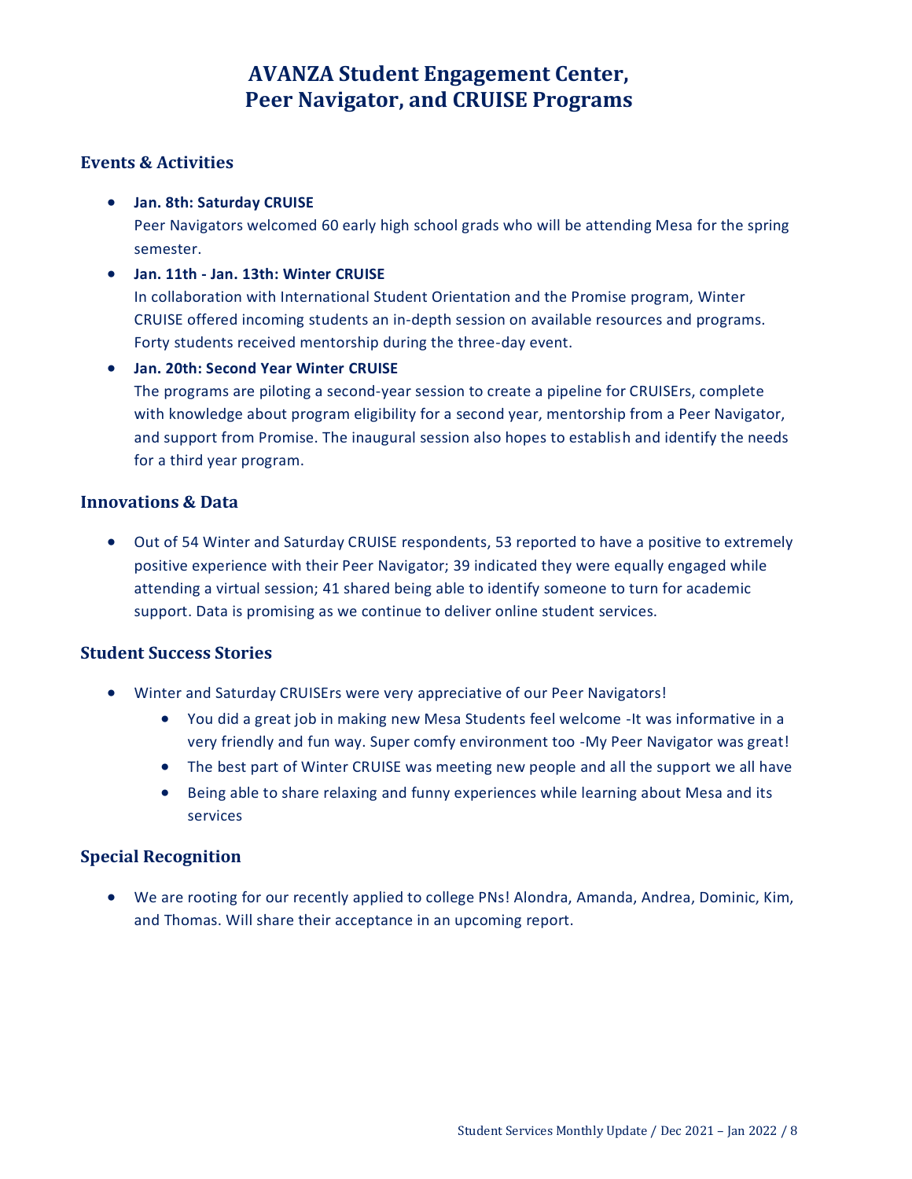# AVANZA Student Engagement Center, Peer Navigator, and CRUISE Programs

## Events & Activities

- **Jan. 8th: Saturday CRUISE**
  Peer Navigators welcomed 60 early high school grads who will be attending Mesa for the spring semester.
- **Jan. 11th - Jan. 13th: Winter CRUISE**
  In collaboration with International Student Orientation and the Promise program, Winter CRUISE offered incoming students an in-depth session on available resources and programs. Forty students received mentorship during the three-day event.
- **Jan. 20th: Second Year Winter CRUISE**
  The programs are piloting a second-year session to create a pipeline for CRUISErs, complete with knowledge about program eligibility for a second year, mentorship from a Peer Navigator, and support from Promise. The inaugural session also hopes to establish and identify the needs for a third year program.

## Innovations & Data

- Out of 54 Winter and Saturday CRUISE respondents, 53 reported to have a positive to extremely positive experience with their Peer Navigator; 39 indicated they were equally engaged while attending a virtual session; 41 shared being able to identify someone to turn for academic support. Data is promising as we continue to deliver online student services.

## Student Success Stories

- Winter and Saturday CRUISErs were very appreciative of our Peer Navigators!
  - You did a great job in making new Mesa Students feel welcome -It was informative in a very friendly and fun way. Super comfy environment too -My Peer Navigator was great!
  - The best part of Winter CRUISE was meeting new people and all the support we all have
  - Being able to share relaxing and funny experiences while learning about Mesa and its services

## Special Recognition

- We are rooting for our recently applied to college PNs! Alondra, Amanda, Andrea, Dominic, Kim, and Thomas. Will share their acceptance in an upcoming report.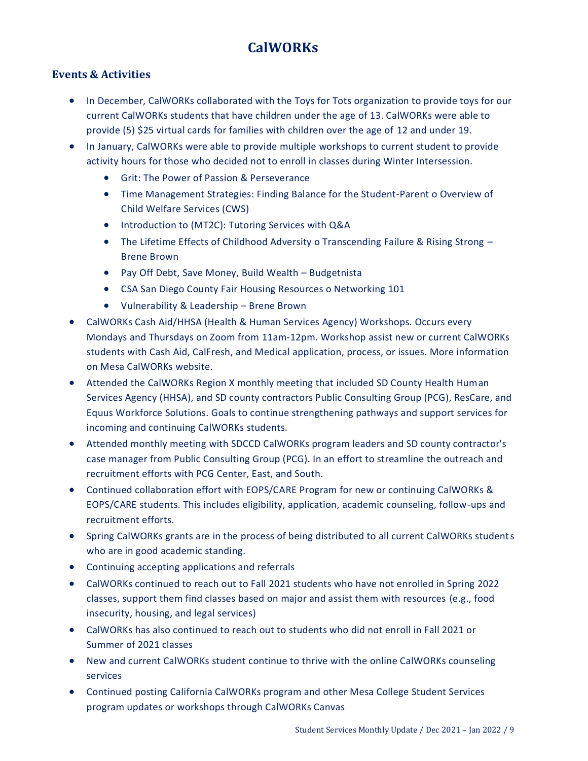# CalWORKs

## Events & Activities

- In December, CalWORKs collaborated with the Toys for Tots organization to provide toys for our current CalWORKs students that have children under the age of 13. CalWORKs were able to provide (5) $25 virtual cards for families with children over the age of 12 and under 19.
- In January, CalWORKs were able to provide multiple workshops to current student to provide activity hours for those who decided not to enroll in classes during Winter Intersession.
  - Grit: The Power of Passion & Perseverance
  - Time Management Strategies: Finding Balance for the Student-Parent o Overview of Child Welfare Services (CWS)
  - Introduction to (MT2C): Tutoring Services with Q&A
  - The Lifetime Effects of Childhood Adversity o Transcending Failure & Rising Strong – Brene Brown
  - Pay Off Debt, Save Money, Build Wealth – Budgetnista
  - CSA San Diego County Fair Housing Resources o Networking 101
  - Vulnerability & Leadership – Brene Brown
- CalWORKs Cash Aid/HHSA (Health & Human Services Agency) Workshops. Occurs every Mondays and Thursdays on Zoom from 11am-12pm. Workshop assist new or current CalWORKs students with Cash Aid, CalFresh, and Medical application, process, or issues. More information on Mesa CalWORKs website.
- Attended the CalWORKs Region X monthly meeting that included SD County Health Human Services Agency (HHSA), and SD county contractors Public Consulting Group (PCG), ResCare, and Equus Workforce Solutions. Goals to continue strengthening pathways and support services for incoming and continuing CalWORKs students.
- Attended monthly meeting with SDCCD CalWORKs program leaders and SD county contractor's case manager from Public Consulting Group (PCG). In an effort to streamline the outreach and recruitment efforts with PCG Center, East, and South.
- Continued collaboration effort with EOPS/CARE Program for new or continuing CalWORKs & EOPS/CARE students. This includes eligibility, application, academic counseling, follow-ups and recruitment efforts.
- Spring CalWORKs grants are in the process of being distributed to all current CalWORKs students who are in good academic standing.
- Continuing accepting applications and referrals
- CalWORKs continued to reach out to Fall 2021 students who have not enrolled in Spring 2022 classes, support them find classes based on major and assist them with resources (e.g., food insecurity, housing, and legal services)
- CalWORKs has also continued to reach out to students who did not enroll in Fall 2021 or Summer of 2021 classes
- New and current CalWORKs student continue to thrive with the online CalWORKs counseling services
- Continued posting California CalWORKs program and other Mesa College Student Services program updates or workshops through CalWORKs Canvas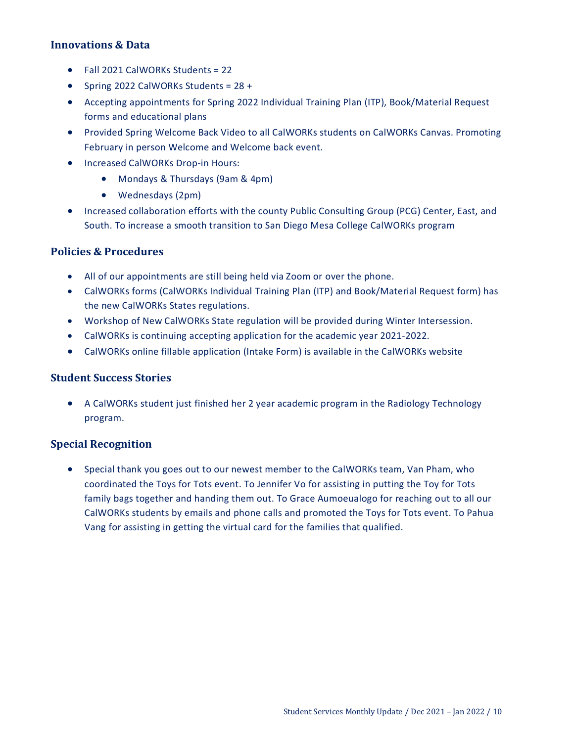### Innovations & Data

- Fall 2021 CalWORKs Students = 22
- Spring 2022 CalWORKs Students = 28 +
- Accepting appointments for Spring 2022 Individual Training Plan (ITP), Book/Material Request forms and educational plans
- Provided Spring Welcome Back Video to all CalWORKs students on CalWORKs Canvas. Promoting February in person Welcome and Welcome back event.
- Increased CalWORKs Drop-in Hours:
    - Mondays & Thursdays (9am & 4pm)
    - Wednesdays (2pm)
- Increased collaboration efforts with the county Public Consulting Group (PCG) Center, East, and South. To increase a smooth transition to San Diego Mesa College CalWORKs program

### Policies & Procedures

- All of our appointments are still being held via Zoom or over the phone.
- CalWORKs forms (CalWORKs Individual Training Plan (ITP) and Book/Material Request form) has the new CalWORKs States regulations.
- Workshop of New CalWORKs State regulation will be provided during Winter Intersession.
- CalWORKs is continuing accepting application for the academic year 2021-2022.
- CalWORKs online fillable application (Intake Form) is available in the CalWORKs website

### Student Success Stories

- A CalWORKs student just finished her 2 year academic program in the Radiology Technology program.

### Special Recognition

- Special thank you goes out to our newest member to the CalWORKs team, Van Pham, who coordinated the Toys for Tots event. To Jennifer Vo for assisting in putting the Toy for Tots family bags together and handing them out. To Grace Aumoeualogo for reaching out to all our CalWORKs students by emails and phone calls and promoted the Toys for Tots event. To Pahua Vang for assisting in getting the virtual card for the families that qualified.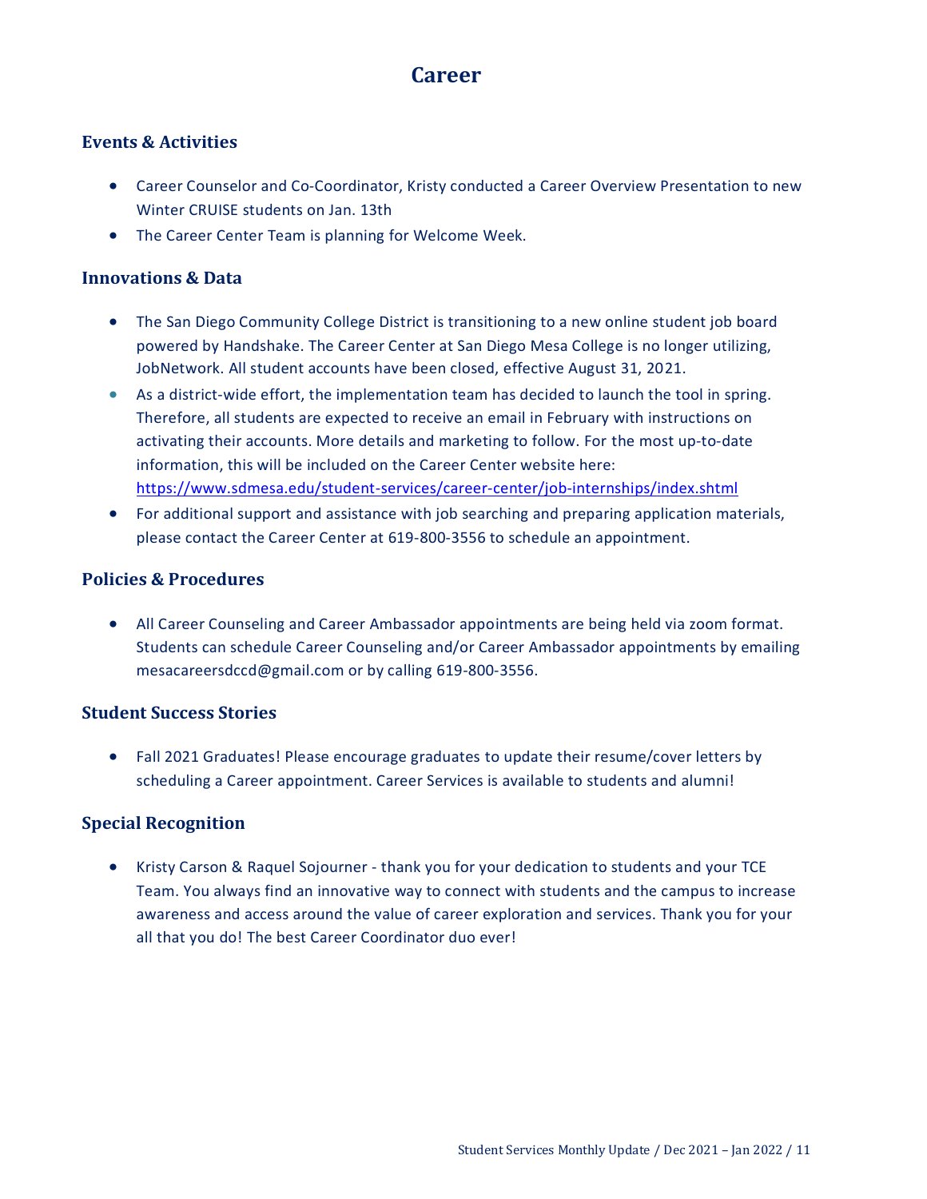# Career

## Events & Activities

- Career Counselor and Co-Coordinator, Kristy conducted a Career Overview Presentation to new Winter CRUISE students on Jan. 13th
- The Career Center Team is planning for Welcome Week.

## Innovations & Data

- The San Diego Community College District is transitioning to a new online student job board powered by Handshake. The Career Center at San Diego Mesa College is no longer utilizing, JobNetwork. All student accounts have been closed, effective August 31, 2021.
- As a district-wide effort, the implementation team has decided to launch the tool in spring. Therefore, all students are expected to receive an email in February with instructions on activating their accounts. More details and marketing to follow. For the most up-to-date information, this will be included on the Career Center website here: https://www.sdmesa.edu/student-services/career-center/job-internships/index.shtml
- For additional support and assistance with job searching and preparing application materials, please contact the Career Center at 619-800-3556 to schedule an appointment.

## Policies & Procedures

- All Career Counseling and Career Ambassador appointments are being held via zoom format. Students can schedule Career Counseling and/or Career Ambassador appointments by emailing mesacareersdccd@gmail.com or by calling 619-800-3556.

## Student Success Stories

- Fall 2021 Graduates! Please encourage graduates to update their resume/cover letters by scheduling a Career appointment. Career Services is available to students and alumni!

## Special Recognition

- Kristy Carson & Raquel Sojourner - thank you for your dedication to students and your TCE Team. You always find an innovative way to connect with students and the campus to increase awareness and access around the value of career exploration and services. Thank you for your all that you do! The best Career Coordinator duo ever!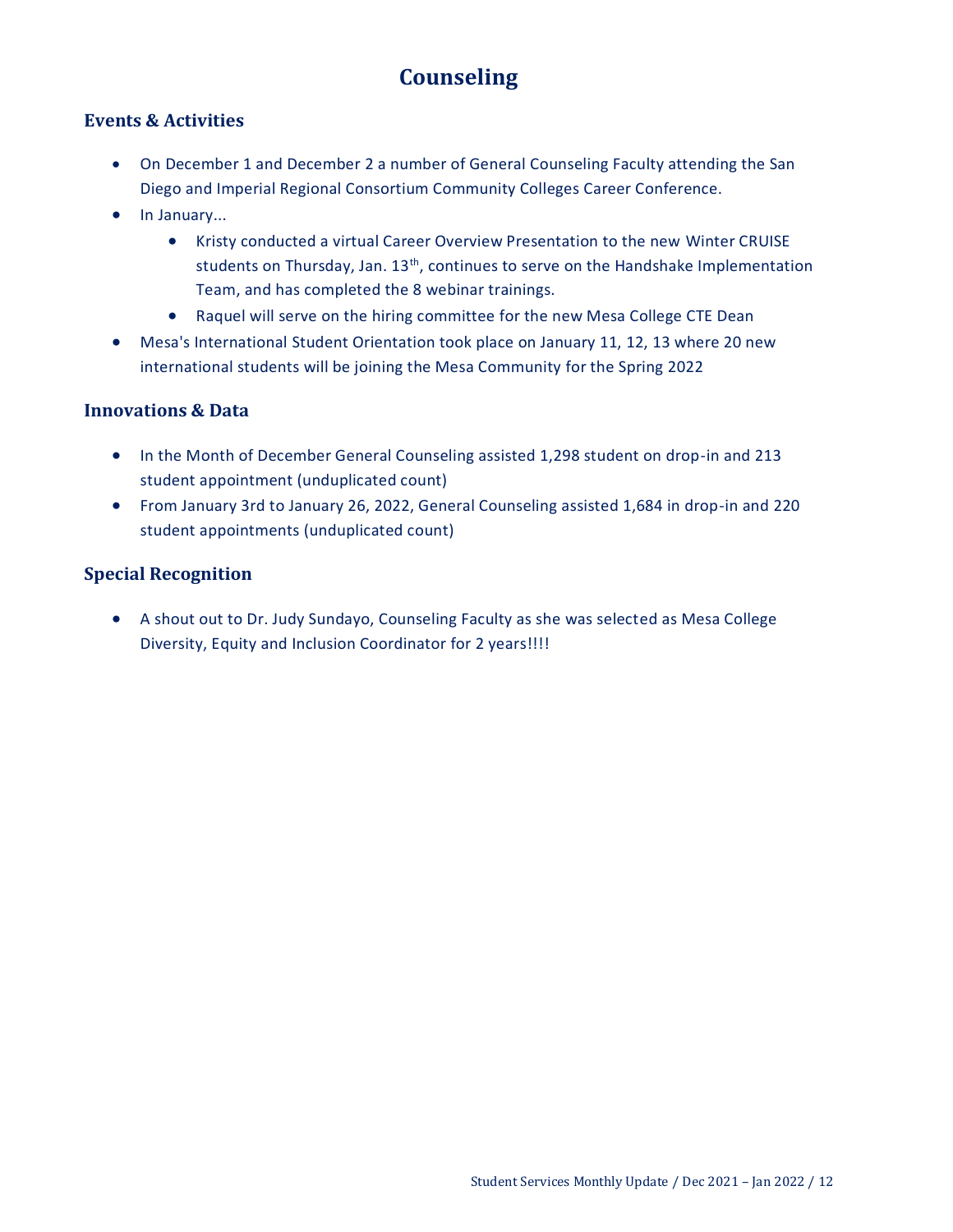# Counseling

## Events & Activities

- On December 1 and December 2 a number of General Counseling Faculty attending the San Diego and Imperial Regional Consortium Community Colleges Career Conference.
- In January...
    - Kristy conducted a virtual Career Overview Presentation to the new Winter CRUISE students on Thursday, Jan. 13th, continues to serve on the Handshake Implementation Team, and has completed the 8 webinar trainings.
    - Raquel will serve on the hiring committee for the new Mesa College CTE Dean
- Mesa's International Student Orientation took place on January 11, 12, 13 where 20 new international students will be joining the Mesa Community for the Spring 2022

## Innovations & Data

- In the Month of December General Counseling assisted 1,298 student on drop-in and 213 student appointment (unduplicated count)
- From January 3rd to January 26, 2022, General Counseling assisted 1,684 in drop-in and 220 student appointments (unduplicated count)

## Special Recognition

- A shout out to Dr. Judy Sundayo, Counseling Faculty as she was selected as Mesa College Diversity, Equity and Inclusion Coordinator for 2 years!!!!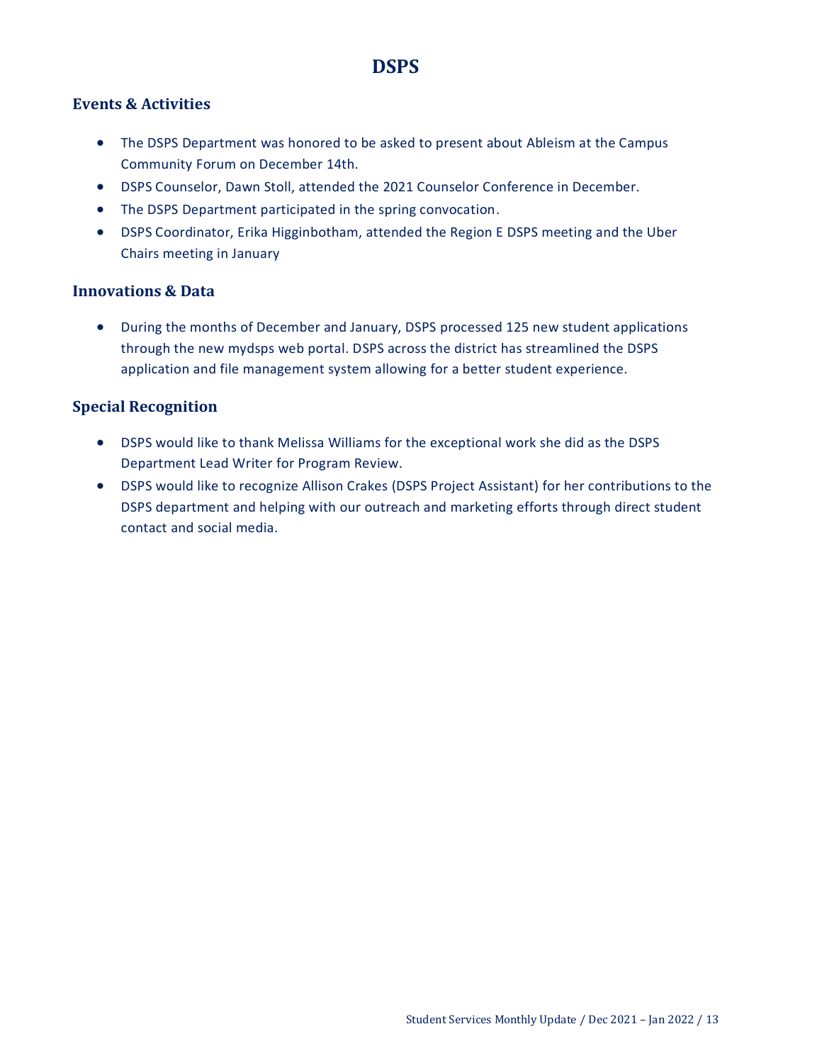# DSPS

## Events & Activities

- The DSPS Department was honored to be asked to present about Ableism at the Campus Community Forum on December 14th.
- DSPS Counselor, Dawn Stoll, attended the 2021 Counselor Conference in December.
- The DSPS Department participated in the spring convocation.
- DSPS Coordinator, Erika Higginbotham, attended the Region E DSPS meeting and the Uber Chairs meeting in January

## Innovations & Data

- During the months of December and January, DSPS processed 125 new student applications through the new mydsps web portal. DSPS across the district has streamlined the DSPS application and file management system allowing for a better student experience.

## Special Recognition

- DSPS would like to thank Melissa Williams for the exceptional work she did as the DSPS Department Lead Writer for Program Review.
- DSPS would like to recognize Allison Crakes (DSPS Project Assistant) for her contributions to the DSPS department and helping with our outreach and marketing efforts through direct student contact and social media.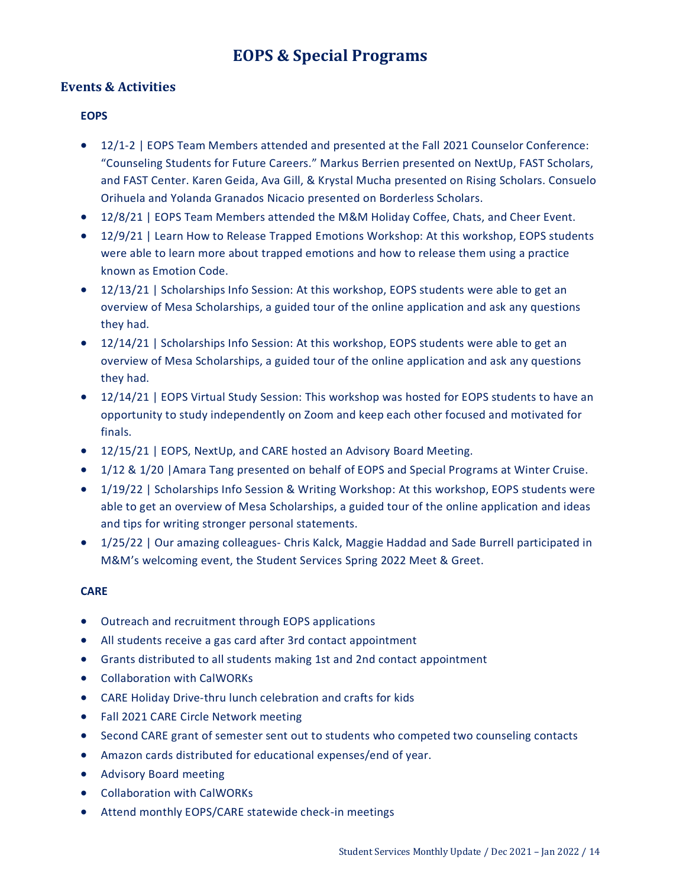# EOPS & Special Programs

## Events & Activities

### EOPS

- 12/1-2 | EOPS Team Members attended and presented at the Fall 2021 Counselor Conference: “Counseling Students for Future Careers.” Markus Berrien presented on NextUp, FAST Scholars, and FAST Center. Karen Geida, Ava Gill, & Krystal Mucha presented on Rising Scholars. Consuelo Orihuela and Yolanda Granados Nicacio presented on Borderless Scholars.
- 12/8/21 | EOPS Team Members attended the M&M Holiday Coffee, Chats, and Cheer Event.
- 12/9/21 | Learn How to Release Trapped Emotions Workshop: At this workshop, EOPS students were able to learn more about trapped emotions and how to release them using a practice known as Emotion Code.
- 12/13/21 | Scholarships Info Session: At this workshop, EOPS students were able to get an overview of Mesa Scholarships, a guided tour of the online application and ask any questions they had.
- 12/14/21 | Scholarships Info Session: At this workshop, EOPS students were able to get an overview of Mesa Scholarships, a guided tour of the online application and ask any questions they had.
- 12/14/21 | EOPS Virtual Study Session: This workshop was hosted for EOPS students to have an opportunity to study independently on Zoom and keep each other focused and motivated for finals.
- 12/15/21 | EOPS, NextUp, and CARE hosted an Advisory Board Meeting.
- 1/12 & 1/20 |Amara Tang presented on behalf of EOPS and Special Programs at Winter Cruise.
- 1/19/22 | Scholarships Info Session & Writing Workshop: At this workshop, EOPS students were able to get an overview of Mesa Scholarships, a guided tour of the online application and ideas and tips for writing stronger personal statements.
- 1/25/22 | Our amazing colleagues- Chris Kalck, Maggie Haddad and Sade Burrell participated in M&M’s welcoming event, the Student Services Spring 2022 Meet & Greet.

### CARE

- Outreach and recruitment through EOPS applications
- All students receive a gas card after 3rd contact appointment
- Grants distributed to all students making 1st and 2nd contact appointment
- Collaboration with CalWORKs
- CARE Holiday Drive-thru lunch celebration and crafts for kids
- Fall 2021 CARE Circle Network meeting
- Second CARE grant of semester sent out to students who competed two counseling contacts
- Amazon cards distributed for educational expenses/end of year.
- Advisory Board meeting
- Collaboration with CalWORKs
- Attend monthly EOPS/CARE statewide check-in meetings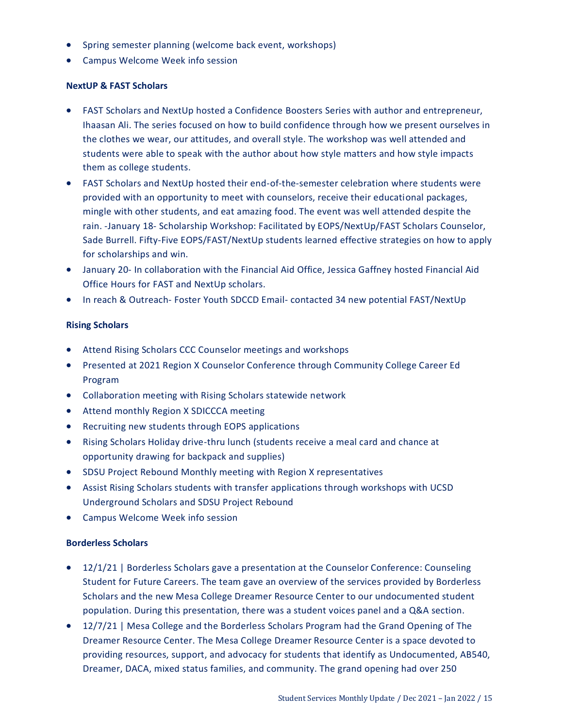- Spring semester planning (welcome back event, workshops)
- Campus Welcome Week info session

**NextUP & FAST Scholars**

- FAST Scholars and NextUp hosted a Confidence Boosters Series with author and entrepreneur, Ihaasan Ali. The series focused on how to build confidence through how we present ourselves in the clothes we wear, our attitudes, and overall style. The workshop was well attended and students were able to speak with the author about how style matters and how style impacts them as college students.
- FAST Scholars and NextUp hosted their end-of-the-semester celebration where students were provided with an opportunity to meet with counselors, receive their educational packages, mingle with other students, and eat amazing food. The event was well attended despite the rain. -January 18- Scholarship Workshop: Facilitated by EOPS/NextUp/FAST Scholars Counselor, Sade Burrell. Fifty-Five EOPS/FAST/NextUp students learned effective strategies on how to apply for scholarships and win.
- January 20- In collaboration with the Financial Aid Office, Jessica Gaffney hosted Financial Aid Office Hours for FAST and NextUp scholars.
- In reach & Outreach- Foster Youth SDCCD Email- contacted 34 new potential FAST/NextUp

**Rising Scholars**

- Attend Rising Scholars CCC Counselor meetings and workshops
- Presented at 2021 Region X Counselor Conference through Community College Career Ed Program
- Collaboration meeting with Rising Scholars statewide network
- Attend monthly Region X SDICCCA meeting
- Recruiting new students through EOPS applications
- Rising Scholars Holiday drive-thru lunch (students receive a meal card and chance at opportunity drawing for backpack and supplies)
- SDSU Project Rebound Monthly meeting with Region X representatives
- Assist Rising Scholars students with transfer applications through workshops with UCSD Underground Scholars and SDSU Project Rebound
- Campus Welcome Week info session

**Borderless Scholars**

- 12/1/21 | Borderless Scholars gave a presentation at the Counselor Conference: Counseling Student for Future Careers. The team gave an overview of the services provided by Borderless Scholars and the new Mesa College Dreamer Resource Center to our undocumented student population. During this presentation, there was a student voices panel and a Q&A section.
- 12/7/21 | Mesa College and the Borderless Scholars Program had the Grand Opening of The Dreamer Resource Center. The Mesa College Dreamer Resource Center is a space devoted to providing resources, support, and advocacy for students that identify as Undocumented, AB540, Dreamer, DACA, mixed status families, and community. The grand opening had over 250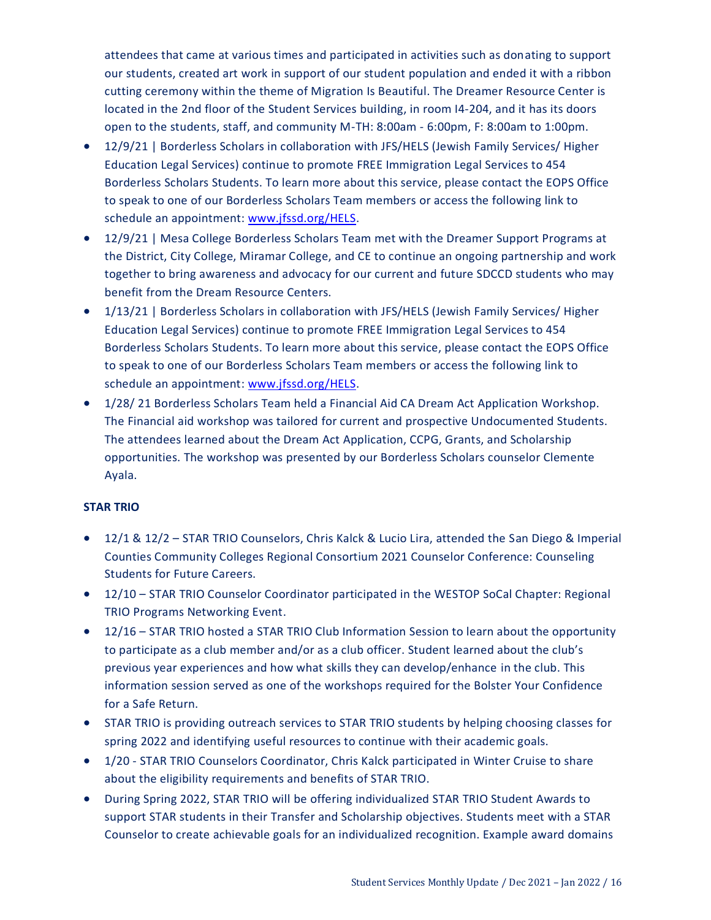attendees that came at various times and participated in activities such as donating to support our students, created art work in support of our student population and ended it with a ribbon cutting ceremony within the theme of Migration Is Beautiful. The Dreamer Resource Center is located in the 2nd floor of the Student Services building, in room I4-204, and it has its doors open to the students, staff, and community M-TH: 8:00am - 6:00pm, F: 8:00am to 1:00pm.

- 12/9/21 | Borderless Scholars in collaboration with JFS/HELS (Jewish Family Services/ Higher Education Legal Services) continue to promote FREE Immigration Legal Services to 454 Borderless Scholars Students. To learn more about this service, please contact the EOPS Office to speak to one of our Borderless Scholars Team members or access the following link to schedule an appointment: [www.jfssd.org/HELS](www.jfssd.org/HELS).
- 12/9/21 | Mesa College Borderless Scholars Team met with the Dreamer Support Programs at the District, City College, Miramar College, and CE to continue an ongoing partnership and work together to bring awareness and advocacy for our current and future SDCCD students who may benefit from the Dream Resource Centers.
- 1/13/21 | Borderless Scholars in collaboration with JFS/HELS (Jewish Family Services/ Higher Education Legal Services) continue to promote FREE Immigration Legal Services to 454 Borderless Scholars Students. To learn more about this service, please contact the EOPS Office to speak to one of our Borderless Scholars Team members or access the following link to schedule an appointment: [www.jfssd.org/HELS](www.jfssd.org/HELS).
- 1/28/ 21 Borderless Scholars Team held a Financial Aid CA Dream Act Application Workshop. The Financial aid workshop was tailored for current and prospective Undocumented Students. The attendees learned about the Dream Act Application, CCPG, Grants, and Scholarship opportunities. The workshop was presented by our Borderless Scholars counselor Clemente Ayala.

**STAR TRIO**

- 12/1 & 12/2 – STAR TRIO Counselors, Chris Kalck & Lucio Lira, attended the San Diego & Imperial Counties Community Colleges Regional Consortium 2021 Counselor Conference: Counseling Students for Future Careers.
- 12/10 – STAR TRIO Counselor Coordinator participated in the WESTOP SoCal Chapter: Regional TRIO Programs Networking Event.
- 12/16 – STAR TRIO hosted a STAR TRIO Club Information Session to learn about the opportunity to participate as a club member and/or as a club officer. Student learned about the club's previous year experiences and how what skills they can develop/enhance in the club. This information session served as one of the workshops required for the Bolster Your Confidence for a Safe Return.
- STAR TRIO is providing outreach services to STAR TRIO students by helping choosing classes for spring 2022 and identifying useful resources to continue with their academic goals.
- 1/20 - STAR TRIO Counselors Coordinator, Chris Kalck participated in Winter Cruise to share about the eligibility requirements and benefits of STAR TRIO.
- During Spring 2022, STAR TRIO will be offering individualized STAR TRIO Student Awards to support STAR students in their Transfer and Scholarship objectives. Students meet with a STAR Counselor to create achievable goals for an individualized recognition. Example award domains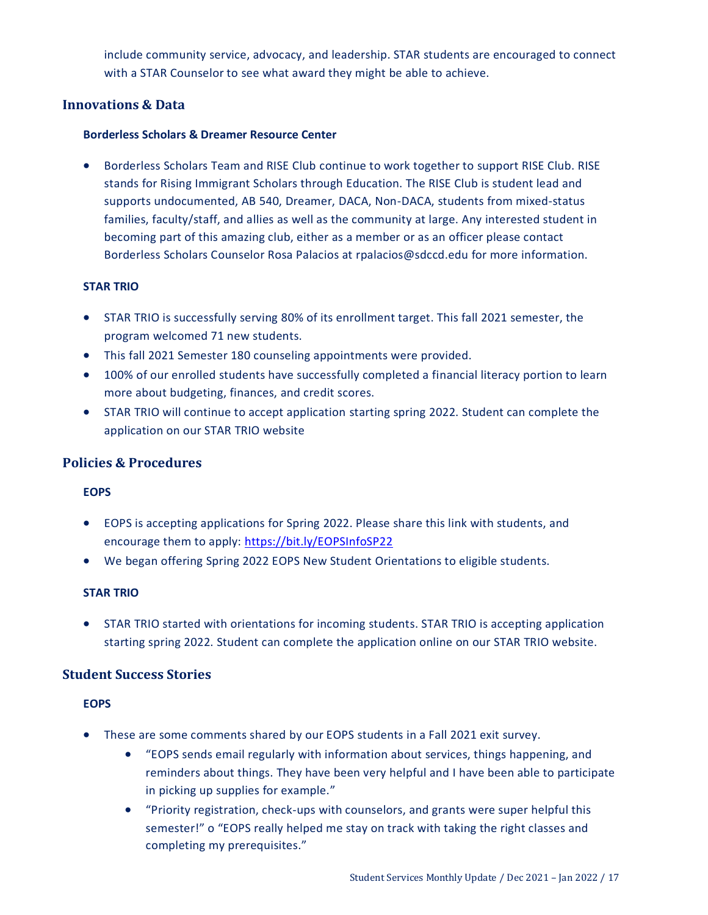include community service, advocacy, and leadership. STAR students are encouraged to connect with a STAR Counselor to see what award they might be able to achieve.

## Innovations & Data

### Borderless Scholars & Dreamer Resource Center

- Borderless Scholars Team and RISE Club continue to work together to support RISE Club. RISE stands for Rising Immigrant Scholars through Education. The RISE Club is student lead and supports undocumented, AB 540, Dreamer, DACA, Non-DACA, students from mixed-status families, faculty/staff, and allies as well as the community at large. Any interested student in becoming part of this amazing club, either as a member or as an officer please contact Borderless Scholars Counselor Rosa Palacios at rpalacios@sdccd.edu for more information.

### STAR TRIO

- STAR TRIO is successfully serving 80% of its enrollment target. This fall 2021 semester, the program welcomed 71 new students.
- This fall 2021 Semester 180 counseling appointments were provided.
- 100% of our enrolled students have successfully completed a financial literacy portion to learn more about budgeting, finances, and credit scores.
- STAR TRIO will continue to accept application starting spring 2022. Student can complete the application on our STAR TRIO website

## Policies & Procedures

### EOPS

- EOPS is accepting applications for Spring 2022. Please share this link with students, and encourage them to apply: [https://bit.ly/EOPSInfoSP22](https://bit.ly/EOPSInfoSP22)
- We began offering Spring 2022 EOPS New Student Orientations to eligible students.

### STAR TRIO

- STAR TRIO started with orientations for incoming students. STAR TRIO is accepting application starting spring 2022. Student can complete the application online on our STAR TRIO website.

## Student Success Stories

### EOPS

- These are some comments shared by our EOPS students in a Fall 2021 exit survey.
    - "EOPS sends email regularly with information about services, things happening, and reminders about things. They have been very helpful and I have been able to participate in picking up supplies for example."
    - "Priority registration, check-ups with counselors, and grants were super helpful this semester!" o "EOPS really helped me stay on track with taking the right classes and completing my prerequisites."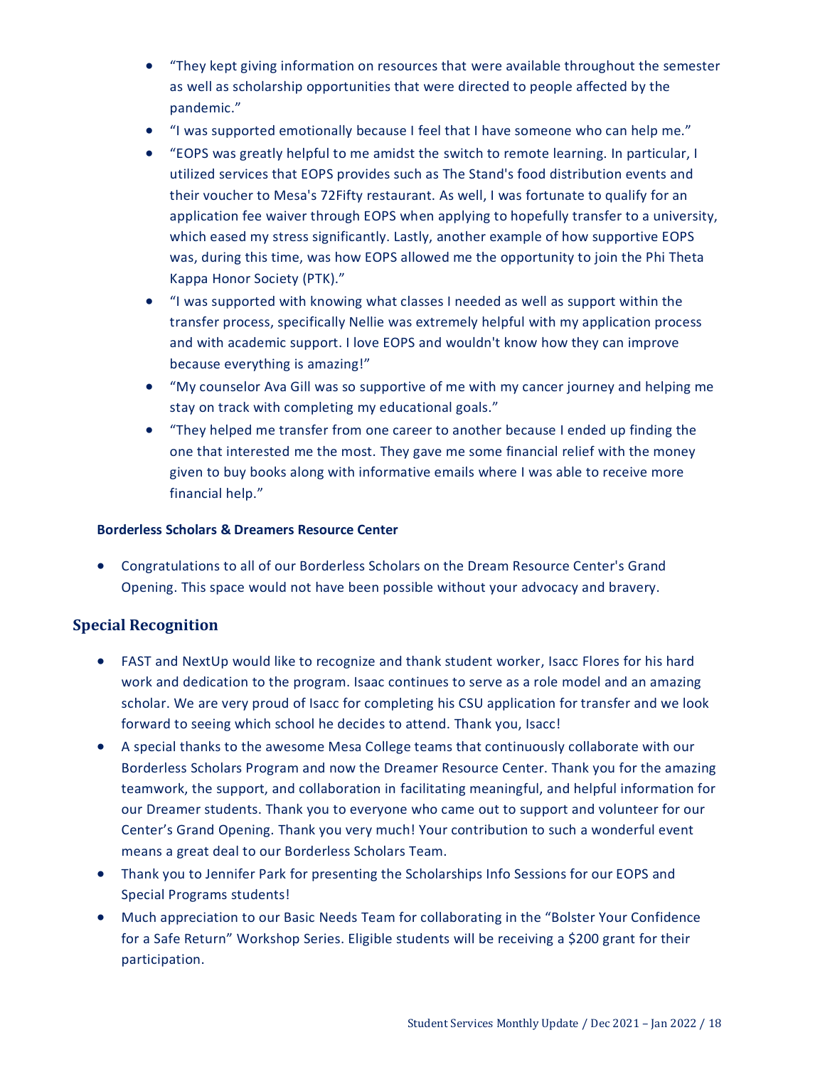- "They kept giving information on resources that were available throughout the semester as well as scholarship opportunities that were directed to people affected by the pandemic."
- "I was supported emotionally because I feel that I have someone who can help me."
- "EOPS was greatly helpful to me amidst the switch to remote learning. In particular, I utilized services that EOPS provides such as The Stand's food distribution events and their voucher to Mesa's 72Fifty restaurant. As well, I was fortunate to qualify for an application fee waiver through EOPS when applying to hopefully transfer to a university, which eased my stress significantly. Lastly, another example of how supportive EOPS was, during this time, was how EOPS allowed me the opportunity to join the Phi Theta Kappa Honor Society (PTK)."
- "I was supported with knowing what classes I needed as well as support within the transfer process, specifically Nellie was extremely helpful with my application process and with academic support. I love EOPS and wouldn't know how they can improve because everything is amazing!"
- "My counselor Ava Gill was so supportive of me with my cancer journey and helping me stay on track with completing my educational goals."
- "They helped me transfer from one career to another because I ended up finding the one that interested me the most. They gave me some financial relief with the money given to buy books along with informative emails where I was able to receive more financial help."

**Borderless Scholars & Dreamers Resource Center**

- Congratulations to all of our Borderless Scholars on the Dream Resource Center's Grand Opening. This space would not have been possible without your advocacy and bravery.

## Special Recognition

- FAST and NextUp would like to recognize and thank student worker, Isacc Flores for his hard work and dedication to the program. Isaac continues to serve as a role model and an amazing scholar. We are very proud of Isacc for completing his CSU application for transfer and we look forward to seeing which school he decides to attend. Thank you, Isacc!
- A special thanks to the awesome Mesa College teams that continuously collaborate with our Borderless Scholars Program and now the Dreamer Resource Center. Thank you for the amazing teamwork, the support, and collaboration in facilitating meaningful, and helpful information for our Dreamer students. Thank you to everyone who came out to support and volunteer for our Center's Grand Opening. Thank you very much! Your contribution to such a wonderful event means a great deal to our Borderless Scholars Team.
- Thank you to Jennifer Park for presenting the Scholarships Info Sessions for our EOPS and Special Programs students!
- Much appreciation to our Basic Needs Team for collaborating in the "Bolster Your Confidence for a Safe Return" Workshop Series. Eligible students will be receiving a $200 grant for their participation.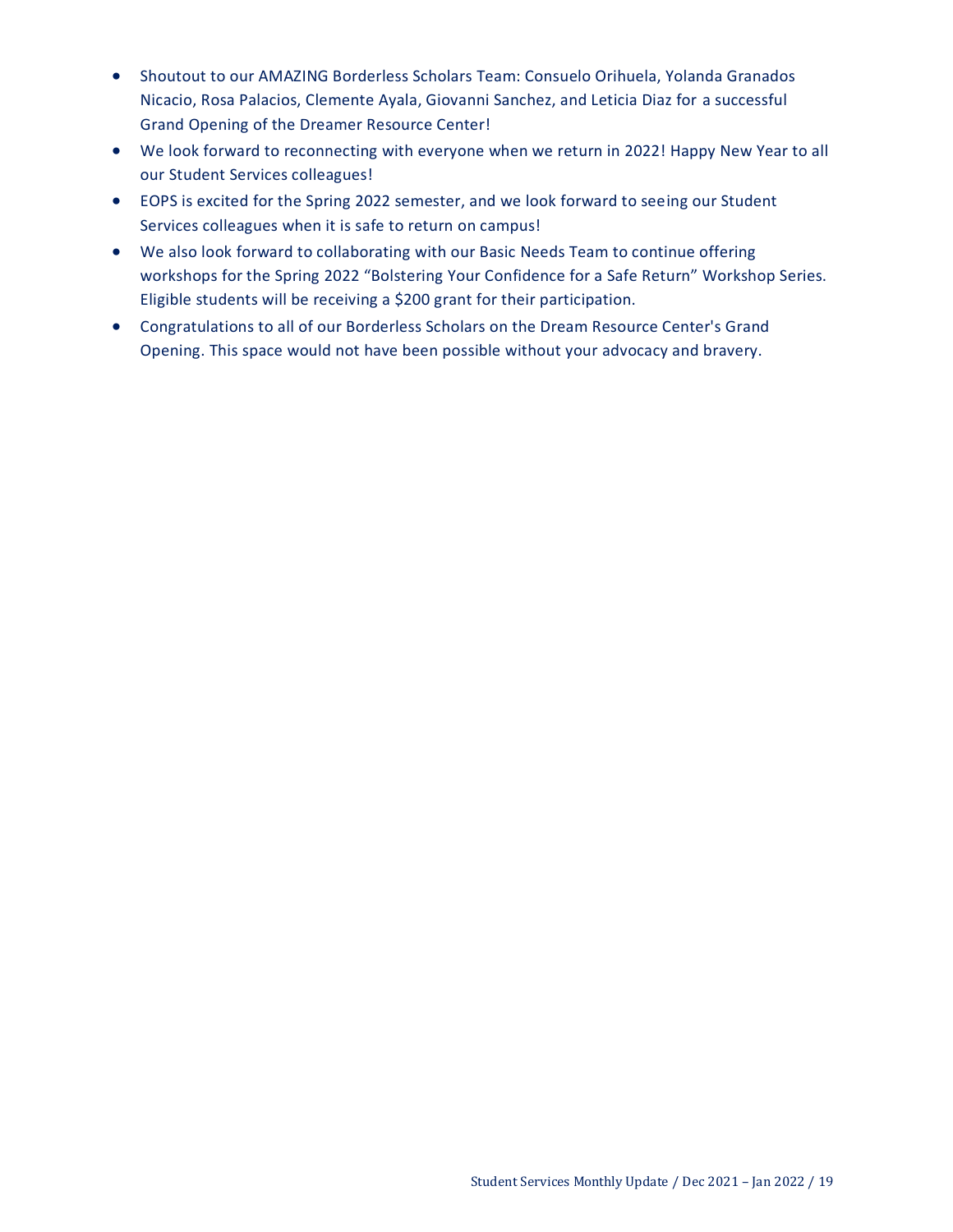- Shoutout to our AMAZING Borderless Scholars Team: Consuelo Orihuela, Yolanda Granados Nicacio, Rosa Palacios, Clemente Ayala, Giovanni Sanchez, and Leticia Diaz for a successful Grand Opening of the Dreamer Resource Center!
- We look forward to reconnecting with everyone when we return in 2022! Happy New Year to all our Student Services colleagues!
- EOPS is excited for the Spring 2022 semester, and we look forward to seeing our Student Services colleagues when it is safe to return on campus!
- We also look forward to collaborating with our Basic Needs Team to continue offering workshops for the Spring 2022 "Bolstering Your Confidence for a Safe Return" Workshop Series. Eligible students will be receiving a $200 grant for their participation.
- Congratulations to all of our Borderless Scholars on the Dream Resource Center's Grand Opening. This space would not have been possible without your advocacy and bravery.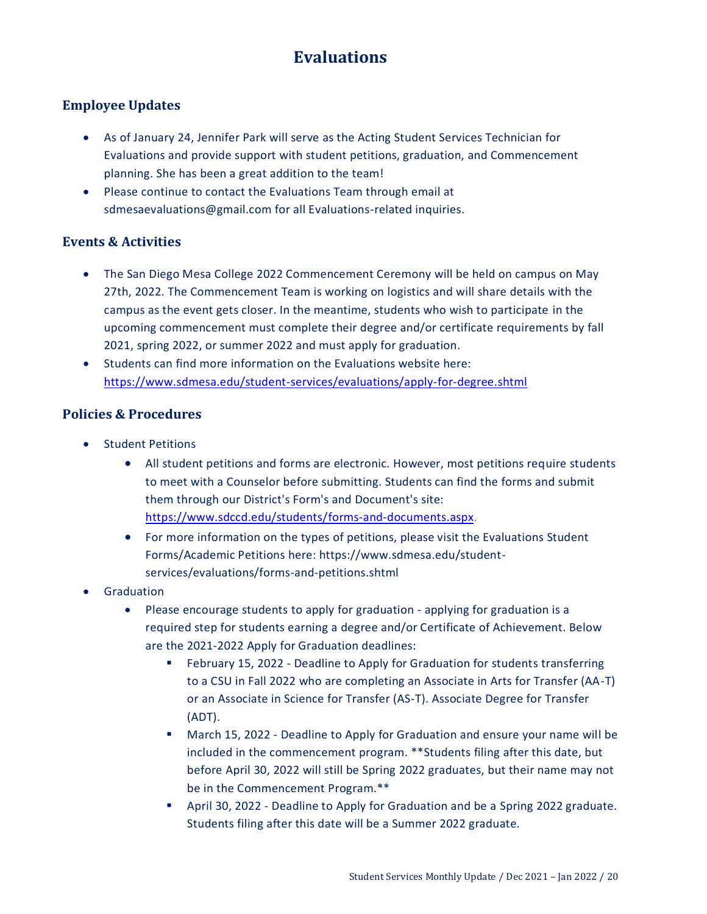# Evaluations

## Employee Updates

- As of January 24, Jennifer Park will serve as the Acting Student Services Technician for Evaluations and provide support with student petitions, graduation, and Commencement planning. She has been a great addition to the team!
- Please continue to contact the Evaluations Team through email at sdmesaevaluations@gmail.com for all Evaluations-related inquiries.

## Events & Activities

- The San Diego Mesa College 2022 Commencement Ceremony will be held on campus on May 27th, 2022. The Commencement Team is working on logistics and will share details with the campus as the event gets closer. In the meantime, students who wish to participate in the upcoming commencement must complete their degree and/or certificate requirements by fall 2021, spring 2022, or summer 2022 and must apply for graduation.
- Students can find more information on the Evaluations website here: https://www.sdmesa.edu/student-services/evaluations/apply-for-degree.shtml

## Policies & Procedures

- Student Petitions
  - All student petitions and forms are electronic. However, most petitions require students to meet with a Counselor before submitting. Students can find the forms and submit them through our District's Form's and Document's site: https://www.sdccd.edu/students/forms-and-documents.aspx.
  - For more information on the types of petitions, please visit the Evaluations Student Forms/Academic Petitions here: https://www.sdmesa.edu/student-services/evaluations/forms-and-petitions.shtml
- Graduation
  - Please encourage students to apply for graduation - applying for graduation is a required step for students earning a degree and/or Certificate of Achievement. Below are the 2021-2022 Apply for Graduation deadlines:
    - February 15, 2022 - Deadline to Apply for Graduation for students transferring to a CSU in Fall 2022 who are completing an Associate in Arts for Transfer (AA-T) or an Associate in Science for Transfer (AS-T). Associate Degree for Transfer (ADT).
    - March 15, 2022 - Deadline to Apply for Graduation and ensure your name will be included in the commencement program. **Students filing after this date, but before April 30, 2022 will still be Spring 2022 graduates, but their name may not be in the Commencement Program.**
    - April 30, 2022 - Deadline to Apply for Graduation and be a Spring 2022 graduate. Students filing after this date will be a Summer 2022 graduate.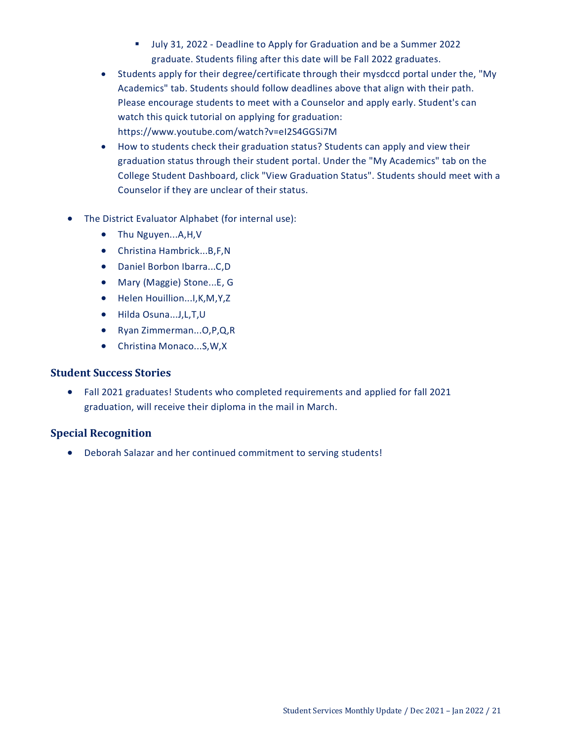- July 31, 2022 - Deadline to Apply for Graduation and be a Summer 2022 graduate. Students filing after this date will be Fall 2022 graduates.
  - Students apply for their degree/certificate through their mysdccd portal under the, "My Academics" tab. Students should follow deadlines above that align with their path. Please encourage students to meet with a Counselor and apply early. Student's can watch this quick tutorial on applying for graduation: https://www.youtube.com/watch?v=eI2S4GGSi7M
  - How to students check their graduation status? Students can apply and view their graduation status through their student portal. Under the "My Academics" tab on the College Student Dashboard, click "View Graduation Status". Students should meet with a Counselor if they are unclear of their status.

- The District Evaluator Alphabet (for internal use):
  - Thu Nguyen...A,H,V
  - Christina Hambrick...B,F,N
  - Daniel Borbon Ibarra...C,D
  - Mary (Maggie) Stone...E, G
  - Helen Houillion...I,K,M,Y,Z
  - Hilda Osuna...J,L,T,U
  - Ryan Zimmerman...O,P,Q,R
  - Christina Monaco...S,W,X

### Student Success Stories

- Fall 2021 graduates! Students who completed requirements and applied for fall 2021 graduation, will receive their diploma in the mail in March.

### Special Recognition

- Deborah Salazar and her continued commitment to serving students!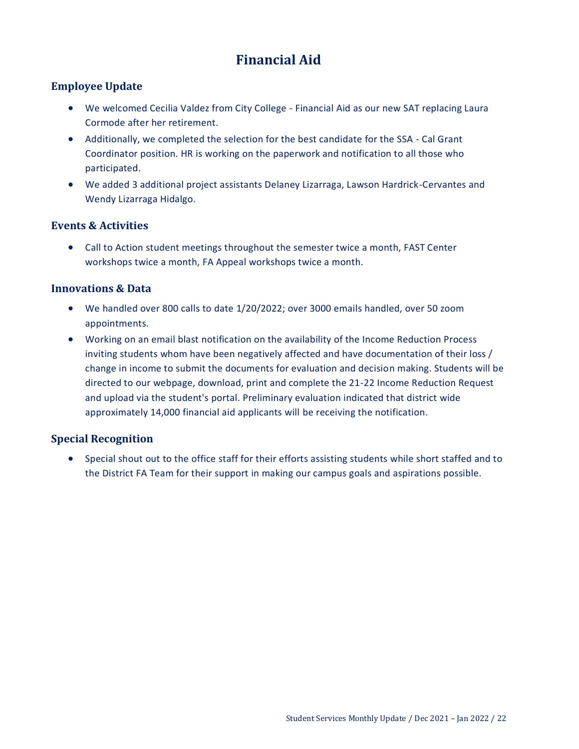# Financial Aid

## Employee Update

- We welcomed Cecilia Valdez from City College - Financial Aid as our new SAT replacing Laura Cormode after her retirement.
- Additionally, we completed the selection for the best candidate for the SSA - Cal Grant Coordinator position. HR is working on the paperwork and notification to all those who participated.
- We added 3 additional project assistants Delaney Lizarraga, Lawson Hardrick-Cervantes and Wendy Lizarraga Hidalgo.

## Events & Activities

- Call to Action student meetings throughout the semester twice a month, FAST Center workshops twice a month, FA Appeal workshops twice a month.

## Innovations & Data

- We handled over 800 calls to date 1/20/2022; over 3000 emails handled, over 50 zoom appointments.
- Working on an email blast notification on the availability of the Income Reduction Process inviting students whom have been negatively affected and have documentation of their loss / change in income to submit the documents for evaluation and decision making. Students will be directed to our webpage, download, print and complete the 21-22 Income Reduction Request and upload via the student's portal. Preliminary evaluation indicated that district wide approximately 14,000 financial aid applicants will be receiving the notification.

## Special Recognition

- Special shout out to the office staff for their efforts assisting students while short staffed and to the District FA Team for their support in making our campus goals and aspirations possible.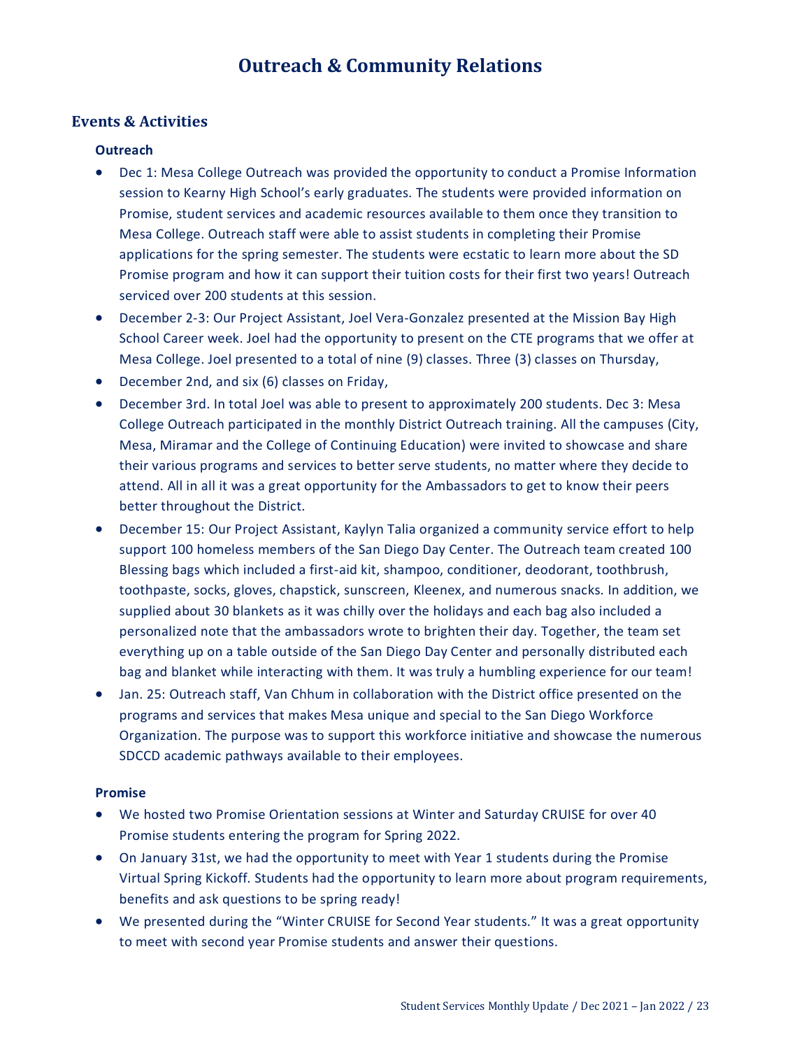# Outreach & Community Relations

## Events & Activities

### Outreach

- Dec 1: Mesa College Outreach was provided the opportunity to conduct a Promise Information session to Kearny High School's early graduates. The students were provided information on Promise, student services and academic resources available to them once they transition to Mesa College. Outreach staff were able to assist students in completing their Promise applications for the spring semester. The students were ecstatic to learn more about the SD Promise program and how it can support their tuition costs for their first two years! Outreach serviced over 200 students at this session.
- December 2-3: Our Project Assistant, Joel Vera-Gonzalez presented at the Mission Bay High School Career week. Joel had the opportunity to present on the CTE programs that we offer at Mesa College. Joel presented to a total of nine (9) classes. Three (3) classes on Thursday,
- December 2nd, and six (6) classes on Friday,
- December 3rd. In total Joel was able to present to approximately 200 students. Dec 3: Mesa College Outreach participated in the monthly District Outreach training. All the campuses (City, Mesa, Miramar and the College of Continuing Education) were invited to showcase and share their various programs and services to better serve students, no matter where they decide to attend. All in all it was a great opportunity for the Ambassadors to get to know their peers better throughout the District.
- December 15: Our Project Assistant, Kaylyn Talia organized a community service effort to help support 100 homeless members of the San Diego Day Center. The Outreach team created 100 Blessing bags which included a first-aid kit, shampoo, conditioner, deodorant, toothbrush, toothpaste, socks, gloves, chapstick, sunscreen, Kleenex, and numerous snacks. In addition, we supplied about 30 blankets as it was chilly over the holidays and each bag also included a personalized note that the ambassadors wrote to brighten their day. Together, the team set everything up on a table outside of the San Diego Day Center and personally distributed each bag and blanket while interacting with them. It was truly a humbling experience for our team!
- Jan. 25: Outreach staff, Van Chhum in collaboration with the District office presented on the programs and services that makes Mesa unique and special to the San Diego Workforce Organization. The purpose was to support this workforce initiative and showcase the numerous SDCCD academic pathways available to their employees.

### Promise

- We hosted two Promise Orientation sessions at Winter and Saturday CRUISE for over 40 Promise students entering the program for Spring 2022.
- On January 31st, we had the opportunity to meet with Year 1 students during the Promise Virtual Spring Kickoff. Students had the opportunity to learn more about program requirements, benefits and ask questions to be spring ready!
- We presented during the "Winter CRUISE for Second Year students." It was a great opportunity to meet with second year Promise students and answer their questions.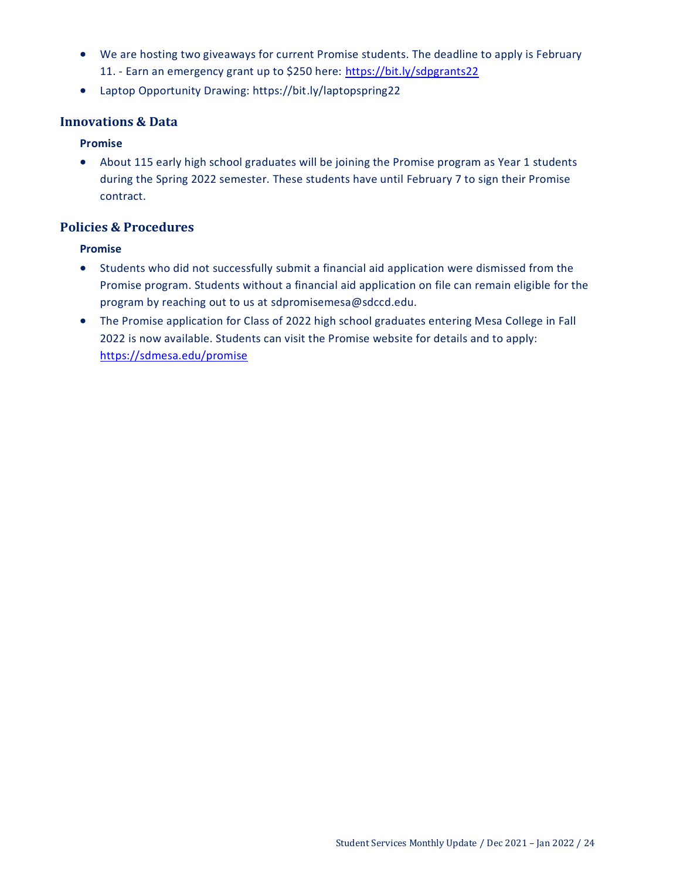- We are hosting two giveaways for current Promise students. The deadline to apply is February 11. - Earn an emergency grant up to $250 here: https://bit.ly/sdpgrants22
- Laptop Opportunity Drawing: https://bit.ly/laptopspring22

## Innovations & Data

### Promise

- About 115 early high school graduates will be joining the Promise program as Year 1 students during the Spring 2022 semester. These students have until February 7 to sign their Promise contract.

## Policies & Procedures

### Promise

- Students who did not successfully submit a financial aid application were dismissed from the Promise program. Students without a financial aid application on file can remain eligible for the program by reaching out to us at sdpromisemesa@sdccd.edu.
- The Promise application for Class of 2022 high school graduates entering Mesa College in Fall 2022 is now available. Students can visit the Promise website for details and to apply: https://sdmesa.edu/promise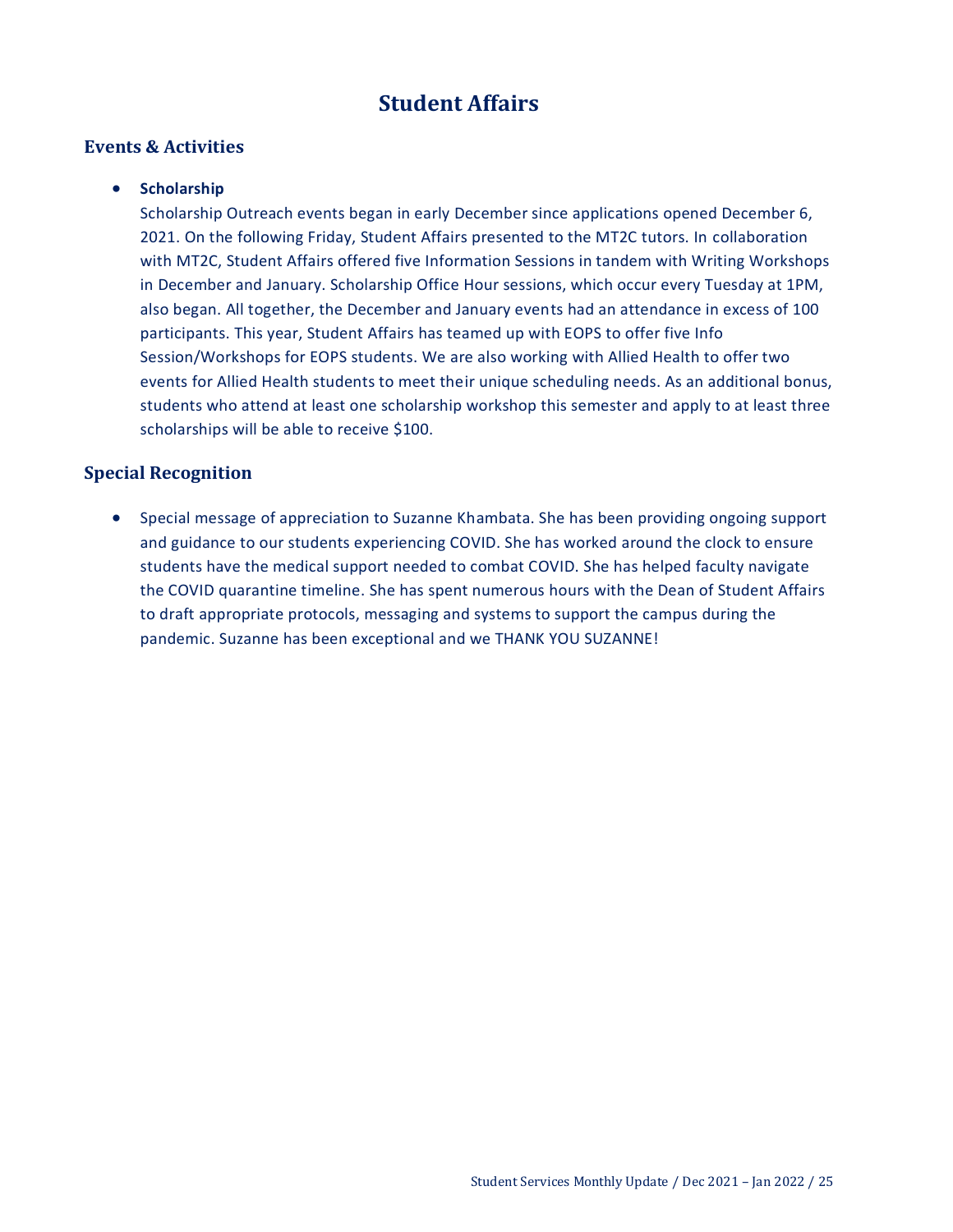# Student Affairs

## Events & Activities

- **Scholarship**
  Scholarship Outreach events began in early December since applications opened December 6, 2021. On the following Friday, Student Affairs presented to the MT2C tutors. In collaboration with MT2C, Student Affairs offered five Information Sessions in tandem with Writing Workshops in December and January. Scholarship Office Hour sessions, which occur every Tuesday at 1PM, also began. All together, the December and January events had an attendance in excess of 100 participants. This year, Student Affairs has teamed up with EOPS to offer five Info Session/Workshops for EOPS students. We are also working with Allied Health to offer two events for Allied Health students to meet their unique scheduling needs. As an additional bonus, students who attend at least one scholarship workshop this semester and apply to at least three scholarships will be able to receive $100.

## Special Recognition

- Special message of appreciation to Suzanne Khambata. She has been providing ongoing support and guidance to our students experiencing COVID. She has worked around the clock to ensure students have the medical support needed to combat COVID. She has helped faculty navigate the COVID quarantine timeline. She has spent numerous hours with the Dean of Student Affairs to draft appropriate protocols, messaging and systems to support the campus during the pandemic. Suzanne has been exceptional and we THANK YOU SUZANNE!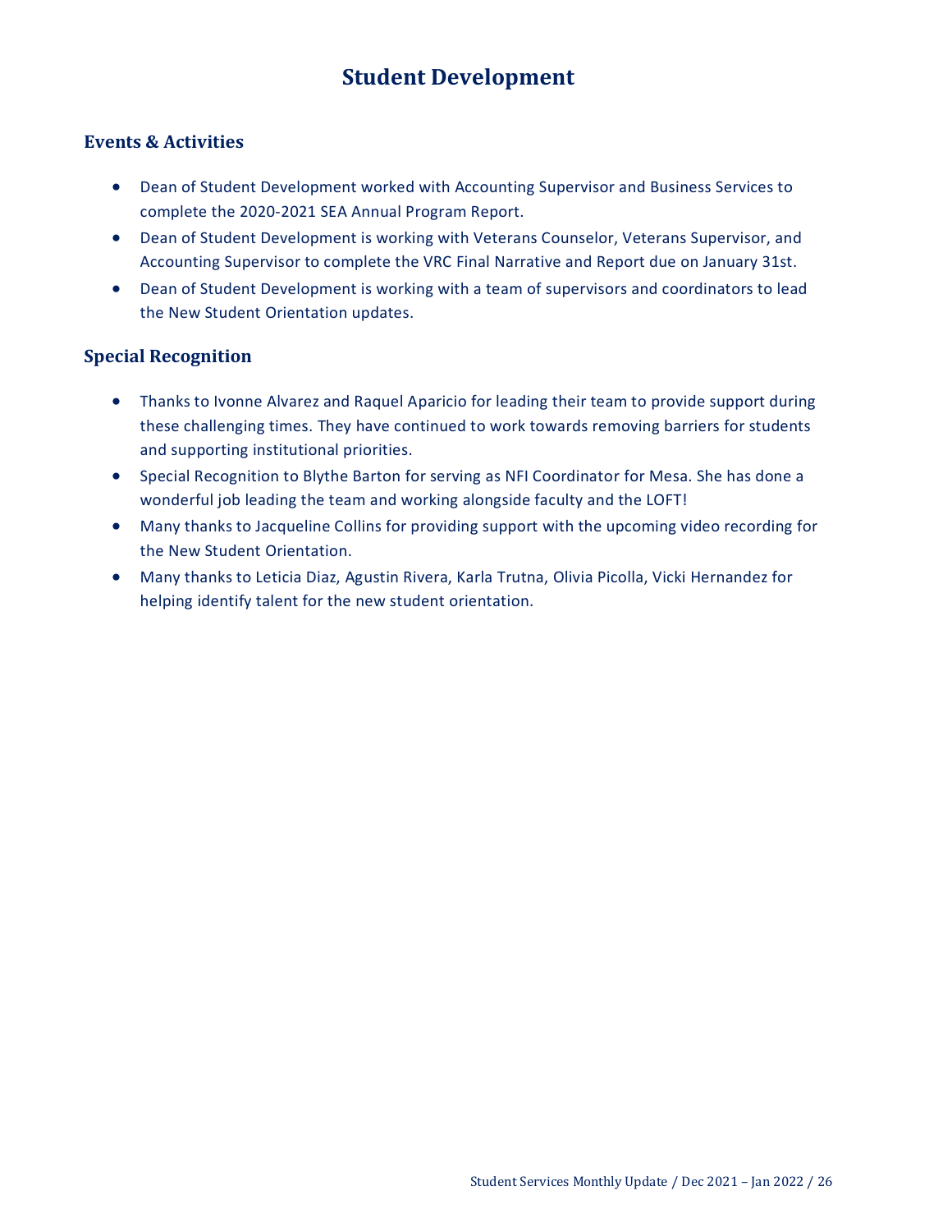# Student Development

## Events & Activities

- Dean of Student Development worked with Accounting Supervisor and Business Services to complete the 2020-2021 SEA Annual Program Report.
- Dean of Student Development is working with Veterans Counselor, Veterans Supervisor, and Accounting Supervisor to complete the VRC Final Narrative and Report due on January 31st.
- Dean of Student Development is working with a team of supervisors and coordinators to lead the New Student Orientation updates.

## Special Recognition

- Thanks to Ivonne Alvarez and Raquel Aparicio for leading their team to provide support during these challenging times. They have continued to work towards removing barriers for students and supporting institutional priorities.
- Special Recognition to Blythe Barton for serving as NFI Coordinator for Mesa. She has done a wonderful job leading the team and working alongside faculty and the LOFT!
- Many thanks to Jacqueline Collins for providing support with the upcoming video recording for the New Student Orientation.
- Many thanks to Leticia Diaz, Agustin Rivera, Karla Trutna, Olivia Picolla, Vicki Hernandez for helping identify talent for the new student orientation.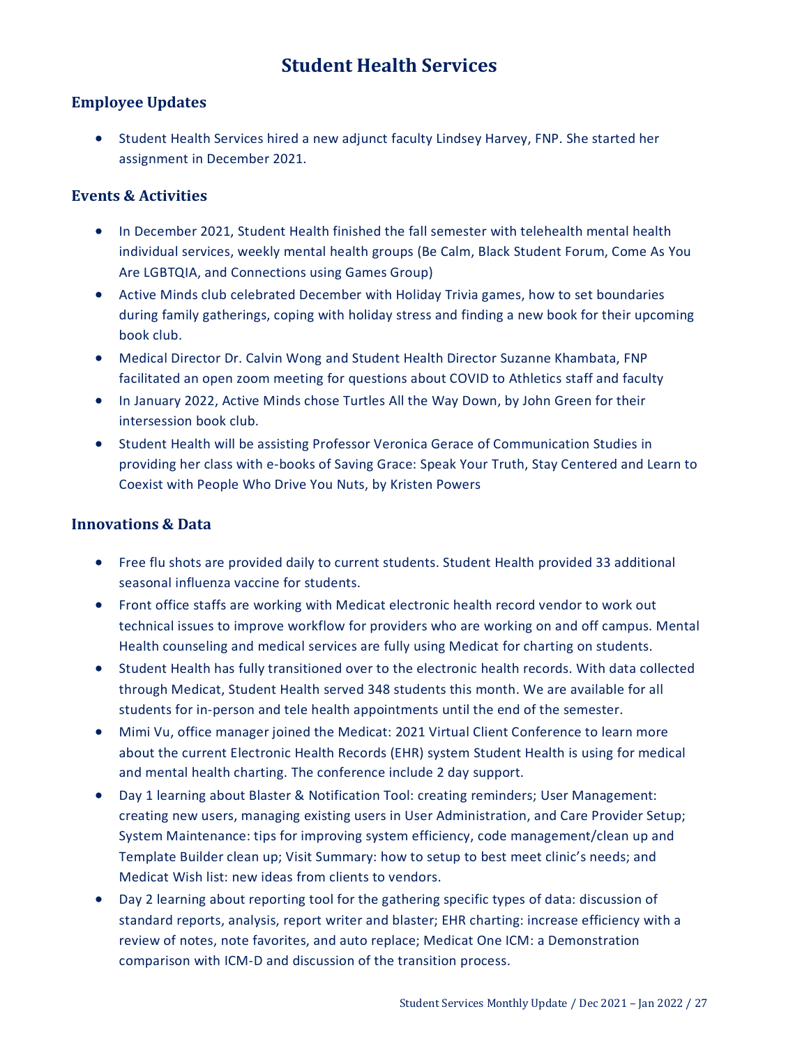# Student Health Services

## Employee Updates

- Student Health Services hired a new adjunct faculty Lindsey Harvey, FNP. She started her assignment in December 2021.

## Events & Activities

- In December 2021, Student Health finished the fall semester with telehealth mental health individual services, weekly mental health groups (Be Calm, Black Student Forum, Come As You Are LGBTQIA, and Connections using Games Group)
- Active Minds club celebrated December with Holiday Trivia games, how to set boundaries during family gatherings, coping with holiday stress and finding a new book for their upcoming book club.
- Medical Director Dr. Calvin Wong and Student Health Director Suzanne Khambata, FNP facilitated an open zoom meeting for questions about COVID to Athletics staff and faculty
- In January 2022, Active Minds chose Turtles All the Way Down, by John Green for their intersession book club.
- Student Health will be assisting Professor Veronica Gerace of Communication Studies in providing her class with e-books of Saving Grace: Speak Your Truth, Stay Centered and Learn to Coexist with People Who Drive You Nuts, by Kristen Powers

## Innovations & Data

- Free flu shots are provided daily to current students. Student Health provided 33 additional seasonal influenza vaccine for students.
- Front office staffs are working with Medicat electronic health record vendor to work out technical issues to improve workflow for providers who are working on and off campus. Mental Health counseling and medical services are fully using Medicat for charting on students.
- Student Health has fully transitioned over to the electronic health records. With data collected through Medicat, Student Health served 348 students this month. We are available for all students for in-person and tele health appointments until the end of the semester.
- Mimi Vu, office manager joined the Medicat: 2021 Virtual Client Conference to learn more about the current Electronic Health Records (EHR) system Student Health is using for medical and mental health charting. The conference include 2 day support.
- Day 1 learning about Blaster & Notification Tool: creating reminders; User Management: creating new users, managing existing users in User Administration, and Care Provider Setup; System Maintenance: tips for improving system efficiency, code management/clean up and Template Builder clean up; Visit Summary: how to setup to best meet clinic's needs; and Medicat Wish list: new ideas from clients to vendors.
- Day 2 learning about reporting tool for the gathering specific types of data: discussion of standard reports, analysis, report writer and blaster; EHR charting: increase efficiency with a review of notes, note favorites, and auto replace; Medicat One ICM: a Demonstration comparison with ICM-D and discussion of the transition process.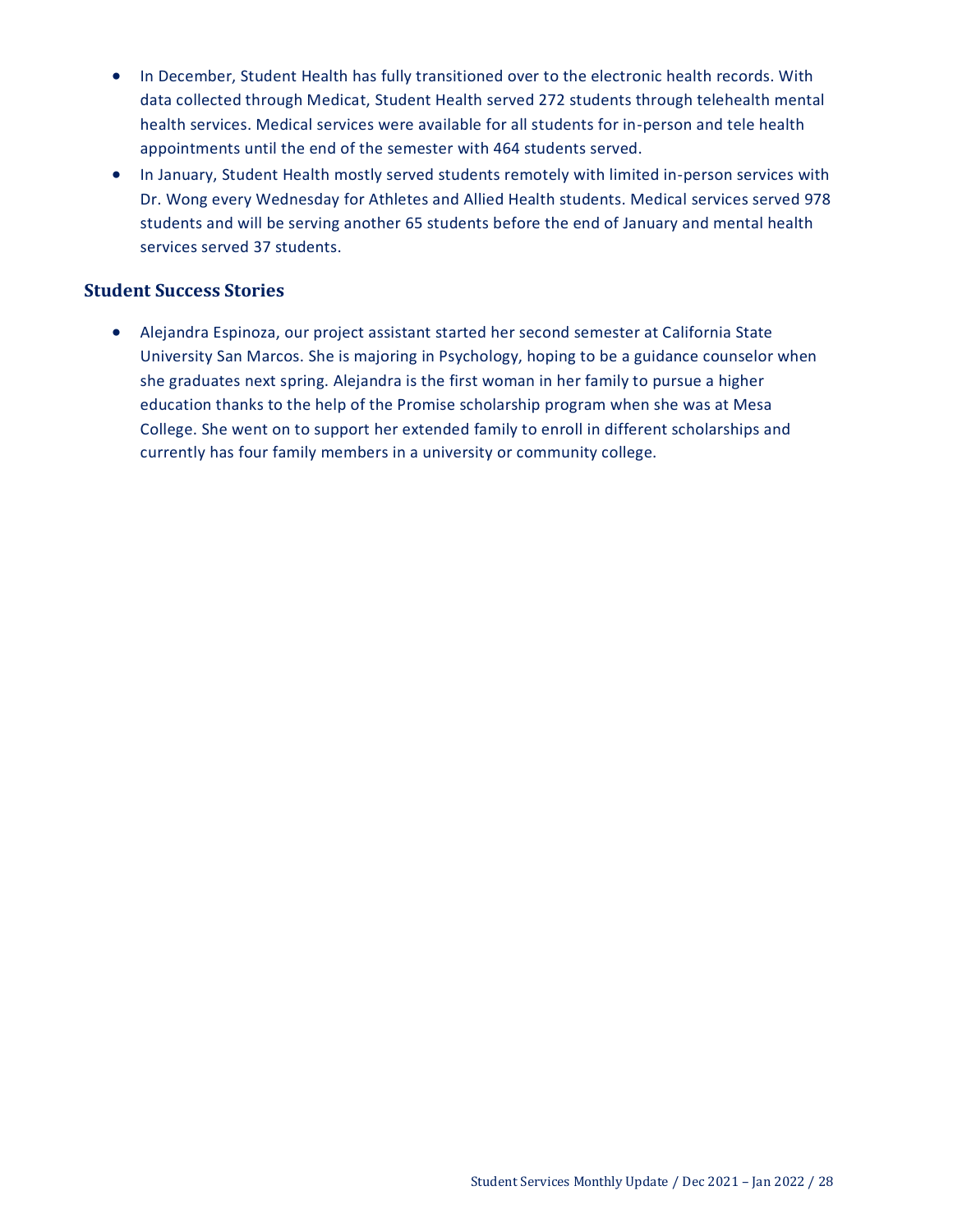- In December, Student Health has fully transitioned over to the electronic health records. With data collected through Medicat, Student Health served 272 students through telehealth mental health services. Medical services were available for all students for in-person and tele health appointments until the end of the semester with 464 students served.
- In January, Student Health mostly served students remotely with limited in-person services with Dr. Wong every Wednesday for Athletes and Allied Health students. Medical services served 978 students and will be serving another 65 students before the end of January and mental health services served 37 students.

## Student Success Stories

- Alejandra Espinoza, our project assistant started her second semester at California State University San Marcos. She is majoring in Psychology, hoping to be a guidance counselor when she graduates next spring. Alejandra is the first woman in her family to pursue a higher education thanks to the help of the Promise scholarship program when she was at Mesa College. She went on to support her extended family to enroll in different scholarships and currently has four family members in a university or community college.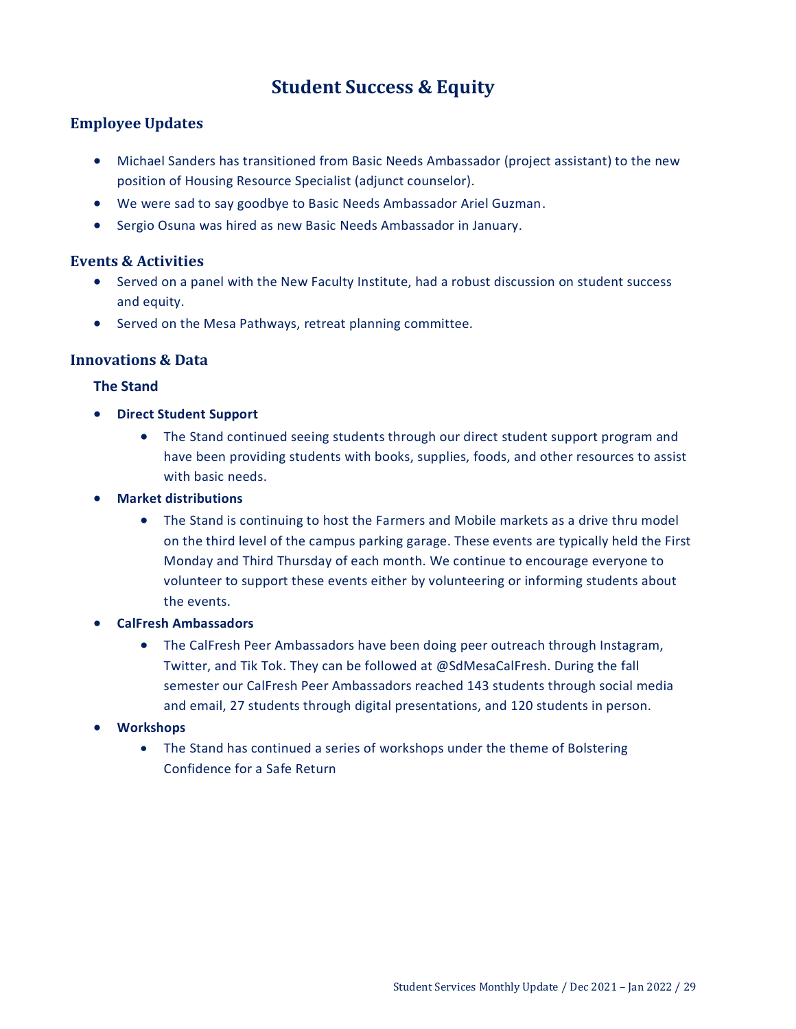# Student Success & Equity

## Employee Updates

- Michael Sanders has transitioned from Basic Needs Ambassador (project assistant) to the new position of Housing Resource Specialist (adjunct counselor).
- We were sad to say goodbye to Basic Needs Ambassador Ariel Guzman.
- Sergio Osuna was hired as new Basic Needs Ambassador in January.

## Events & Activities

- Served on a panel with the New Faculty Institute, had a robust discussion on student success and equity.
- Served on the Mesa Pathways, retreat planning committee.

## Innovations & Data

### The Stand

- **Direct Student Support**
  - The Stand continued seeing students through our direct student support program and have been providing students with books, supplies, foods, and other resources to assist with basic needs.
- **Market distributions**
  - The Stand is continuing to host the Farmers and Mobile markets as a drive thru model on the third level of the campus parking garage. These events are typically held the First Monday and Third Thursday of each month. We continue to encourage everyone to volunteer to support these events either by volunteering or informing students about the events.
- **CalFresh Ambassadors**
  - The CalFresh Peer Ambassadors have been doing peer outreach through Instagram, Twitter, and Tik Tok. They can be followed at @SdMesaCalFresh. During the fall semester our CalFresh Peer Ambassadors reached 143 students through social media and email, 27 students through digital presentations, and 120 students in person.
- **Workshops**
  - The Stand has continued a series of workshops under the theme of Bolstering Confidence for a Safe Return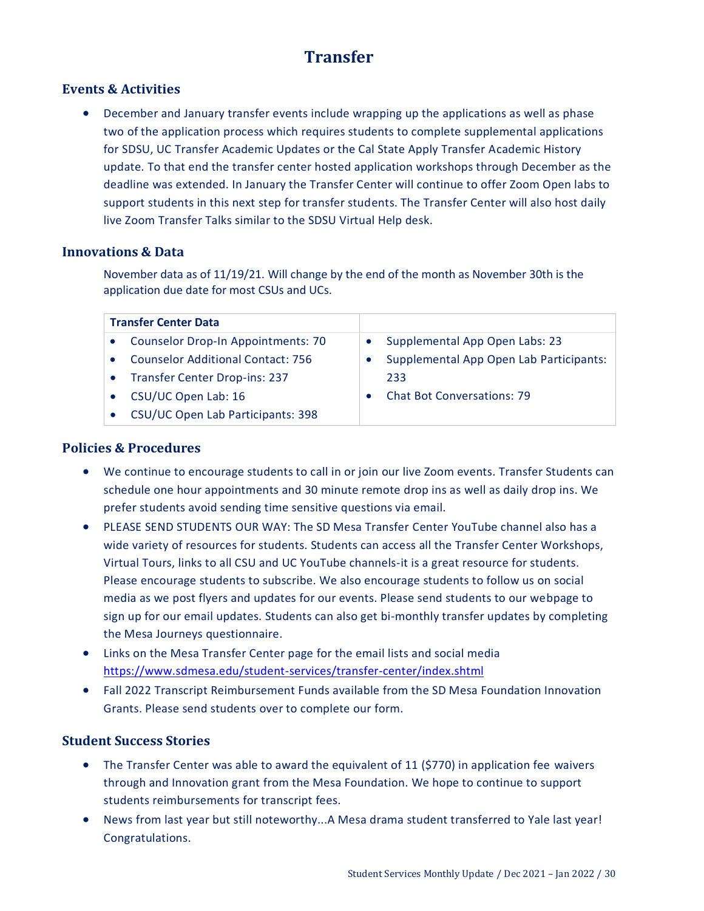# Transfer

## Events & Activities

- December and January transfer events include wrapping up the applications as well as phase two of the application process which requires students to complete supplemental applications for SDSU, UC Transfer Academic Updates or the Cal State Apply Transfer Academic History update. To that end the transfer center hosted application workshops through December as the deadline was extended. In January the Transfer Center will continue to offer Zoom Open labs to support students in this next step for transfer students. The Transfer Center will also host daily live Zoom Transfer Talks similar to the SDSU Virtual Help desk.

## Innovations & Data

November data as of 11/19/21. Will change by the end of the month as November 30th is the application due date for most CSUs and UCs.

| Transfer Center Data | |
|---|---|
| • Counselor Drop-In Appointments: 70<br>• Counselor Additional Contact: 756<br>• Transfer Center Drop-ins: 237<br>• CSU/UC Open Lab: 16<br>• CSU/UC Open Lab Participants: 398 | • Supplemental App Open Labs: 23<br>• Supplemental App Open Lab Participants: 233<br>• Chat Bot Conversations: 79 |

## Policies & Procedures

- We continue to encourage students to call in or join our live Zoom events. Transfer Students can schedule one hour appointments and 30 minute remote drop ins as well as daily drop ins. We prefer students avoid sending time sensitive questions via email.
- PLEASE SEND STUDENTS OUR WAY: The SD Mesa Transfer Center YouTube channel also has a wide variety of resources for students. Students can access all the Transfer Center Workshops, Virtual Tours, links to all CSU and UC YouTube channels-it is a great resource for students. Please encourage students to subscribe. We also encourage students to follow us on social media as we post flyers and updates for our events. Please send students to our webpage to sign up for our email updates. Students can also get bi-monthly transfer updates by completing the Mesa Journeys questionnaire.
- Links on the Mesa Transfer Center page for the email lists and social media https://www.sdmesa.edu/student-services/transfer-center/index.shtml
- Fall 2022 Transcript Reimbursement Funds available from the SD Mesa Foundation Innovation Grants. Please send students over to complete our form.

## Student Success Stories

- The Transfer Center was able to award the equivalent of 11 ($770) in application fee waivers through and Innovation grant from the Mesa Foundation. We hope to continue to support students reimbursements for transcript fees.
- News from last year but still noteworthy...A Mesa drama student transferred to Yale last year! Congratulations.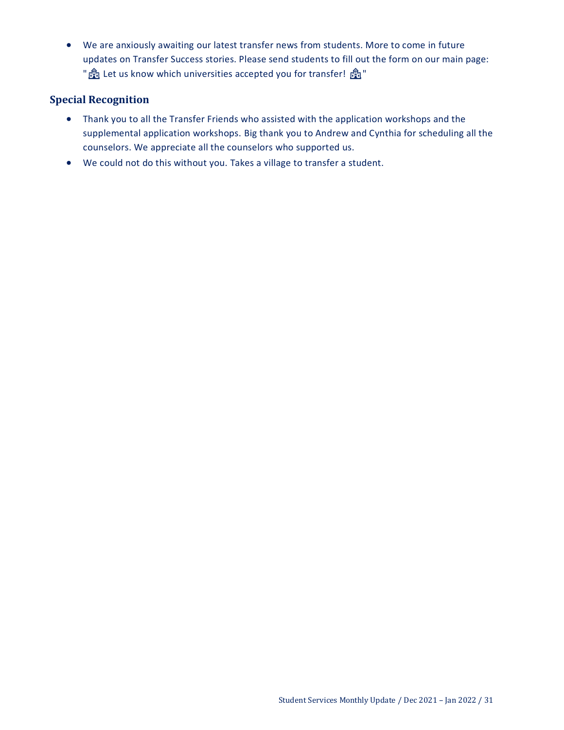- We are anxiously awaiting our latest transfer news from students. More to come in future updates on Transfer Success stories. Please send students to fill out the form on our main page: "🏫 Let us know which universities accepted you for transfer! 🏫"

## Special Recognition

- Thank you to all the Transfer Friends who assisted with the application workshops and the supplemental application workshops. Big thank you to Andrew and Cynthia for scheduling all the counselors. We appreciate all the counselors who supported us.
- We could not do this without you. Takes a village to transfer a student.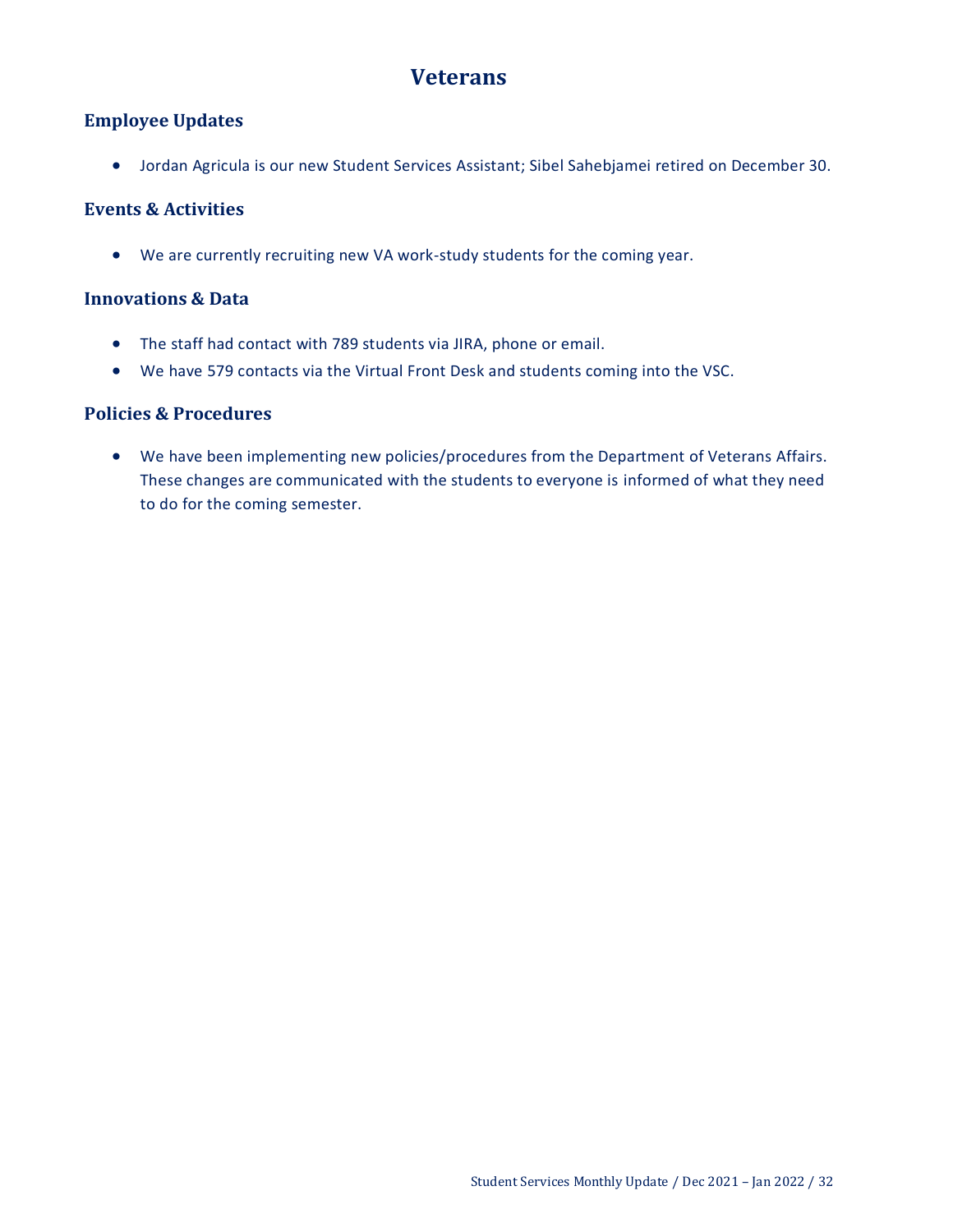# Veterans

## Employee Updates

- Jordan Agricula is our new Student Services Assistant; Sibel Sahebjamei retired on December 30.

## Events & Activities

- We are currently recruiting new VA work-study students for the coming year.

## Innovations & Data

- The staff had contact with 789 students via JIRA, phone or email.
- We have 579 contacts via the Virtual Front Desk and students coming into the VSC.

## Policies & Procedures

- We have been implementing new policies/procedures from the Department of Veterans Affairs. These changes are communicated with the students to everyone is informed of what they need to do for the coming semester.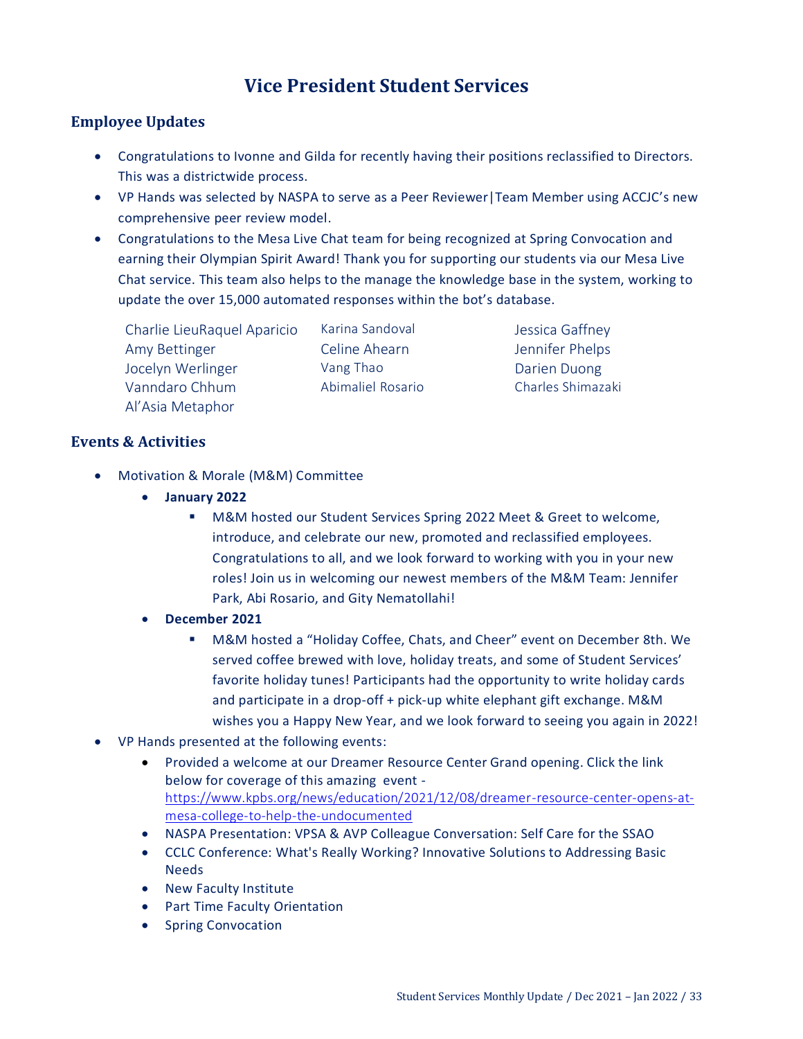# Vice President Student Services

## Employee Updates

- Congratulations to Ivonne and Gilda for recently having their positions reclassified to Directors. This was a districtwide process.
- VP Hands was selected by NASPA to serve as a Peer Reviewer|Team Member using ACCJC's new comprehensive peer review model.
- Congratulations to the Mesa Live Chat team for being recognized at Spring Convocation and earning their Olympian Spirit Award! Thank you for supporting our students via our Mesa Live Chat service. This team also helps to the manage the knowledge base in the system, working to update the over 15,000 automated responses within the bot's database.

| | | |
|---|---|---|
| Charlie LieuRaquel Aparicio | Karina Sandoval | Jessica Gaffney |
| Amy Bettinger | Celine Ahearn | Jennifer Phelps |
| Jocelyn Werlinger | Vang Thao | Darien Duong |
| Vanndaro Chhum | Abimaliel Rosario | Charles Shimazaki |
| Al'Asia Metaphor | | |

## Events & Activities

- Motivation & Morale (M&M) Committee
  - **January 2022**
    - M&M hosted our Student Services Spring 2022 Meet & Greet to welcome, introduce, and celebrate our new, promoted and reclassified employees. Congratulations to all, and we look forward to working with you in your new roles! Join us in welcoming our newest members of the M&M Team: Jennifer Park, Abi Rosario, and Gity Nematollahi!
  - **December 2021**
    - M&M hosted a "Holiday Coffee, Chats, and Cheer" event on December 8th. We served coffee brewed with love, holiday treats, and some of Student Services' favorite holiday tunes! Participants had the opportunity to write holiday cards and participate in a drop-off + pick-up white elephant gift exchange. M&M wishes you a Happy New Year, and we look forward to seeing you again in 2022!
- VP Hands presented at the following events:
  - Provided a welcome at our Dreamer Resource Center Grand opening. Click the link below for coverage of this amazing event - https://www.kpbs.org/news/education/2021/12/08/dreamer-resource-center-opens-at-mesa-college-to-help-the-undocumented
  - NASPA Presentation: VPSA & AVP Colleague Conversation: Self Care for the SSAO
  - CCLC Conference: What's Really Working? Innovative Solutions to Addressing Basic Needs
  - New Faculty Institute
  - Part Time Faculty Orientation
  - Spring Convocation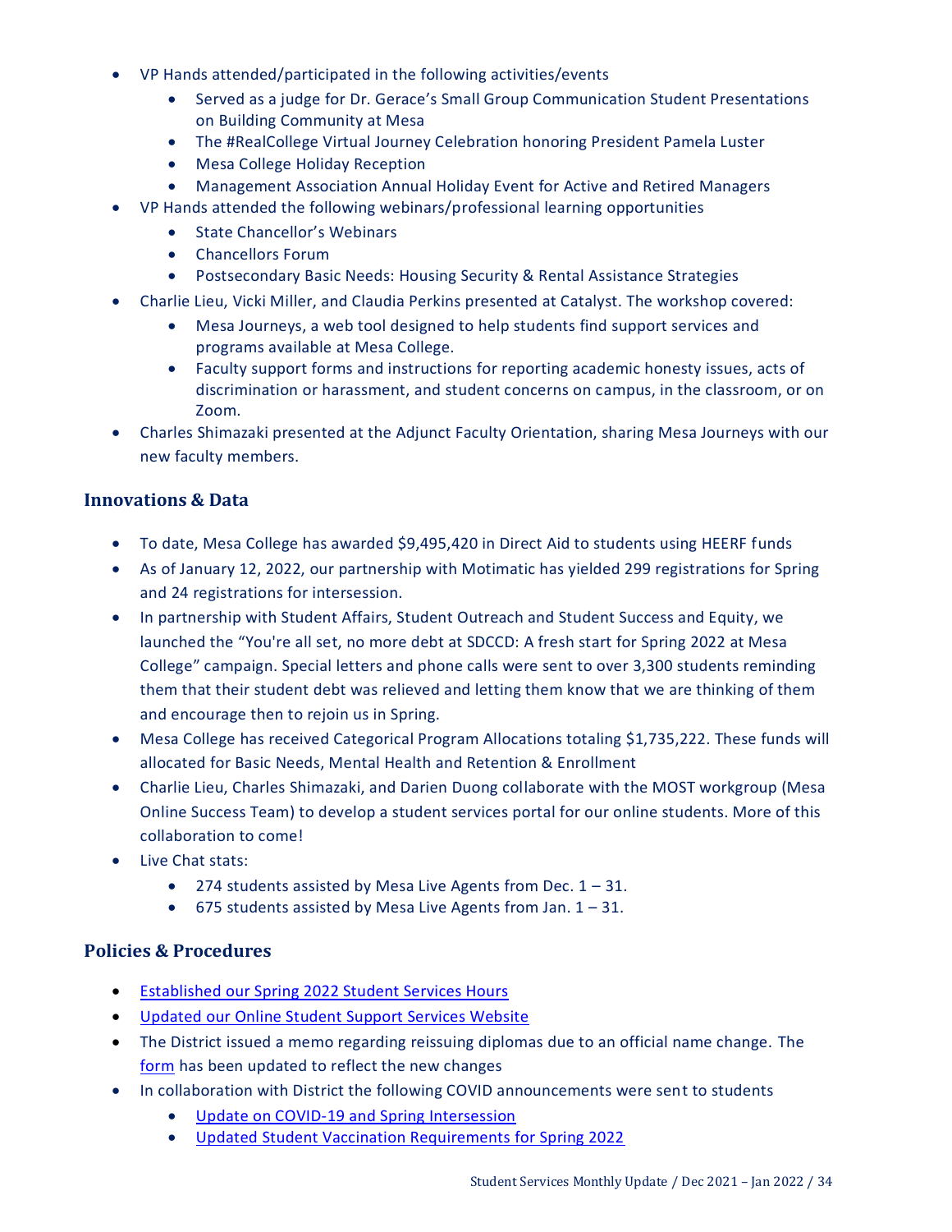- VP Hands attended/participated in the following activities/events
    - Served as a judge for Dr. Gerace's Small Group Communication Student Presentations on Building Community at Mesa
    - The #RealCollege Virtual Journey Celebration honoring President Pamela Luster
    - Mesa College Holiday Reception
    - Management Association Annual Holiday Event for Active and Retired Managers
- VP Hands attended the following webinars/professional learning opportunities
    - State Chancellor's Webinars
    - Chancellors Forum
    - Postsecondary Basic Needs: Housing Security & Rental Assistance Strategies
- Charlie Lieu, Vicki Miller, and Claudia Perkins presented at Catalyst. The workshop covered:
    - Mesa Journeys, a web tool designed to help students find support services and programs available at Mesa College.
    - Faculty support forms and instructions for reporting academic honesty issues, acts of discrimination or harassment, and student concerns on campus, in the classroom, or on Zoom.
- Charles Shimazaki presented at the Adjunct Faculty Orientation, sharing Mesa Journeys with our new faculty members.

## Innovations & Data

- To date, Mesa College has awarded $9,495,420 in Direct Aid to students using HEERF funds
- As of January 12, 2022, our partnership with Motimatic has yielded 299 registrations for Spring and 24 registrations for intersession.
- In partnership with Student Affairs, Student Outreach and Student Success and Equity, we launched the "You're all set, no more debt at SDCCD: A fresh start for Spring 2022 at Mesa College" campaign. Special letters and phone calls were sent to over 3,300 students reminding them that their student debt was relieved and letting them know that we are thinking of them and encourage then to rejoin us in Spring.
- Mesa College has received Categorical Program Allocations totaling $1,735,222. These funds will allocated for Basic Needs, Mental Health and Retention & Enrollment
- Charlie Lieu, Charles Shimazaki, and Darien Duong collaborate with the MOST workgroup (Mesa Online Success Team) to develop a student services portal for our online students. More of this collaboration to come!
- Live Chat stats:
    - 274 students assisted by Mesa Live Agents from Dec. 1 – 31.
    - 675 students assisted by Mesa Live Agents from Jan. 1 – 31.

## Policies & Procedures

- Established our Spring 2022 Student Services Hours
- Updated our Online Student Support Services Website
- The District issued a memo regarding reissuing diplomas due to an official name change. The form has been updated to reflect the new changes
- In collaboration with District the following COVID announcements were sent to students
    - Update on COVID-19 and Spring Intersession
    - Updated Student Vaccination Requirements for Spring 2022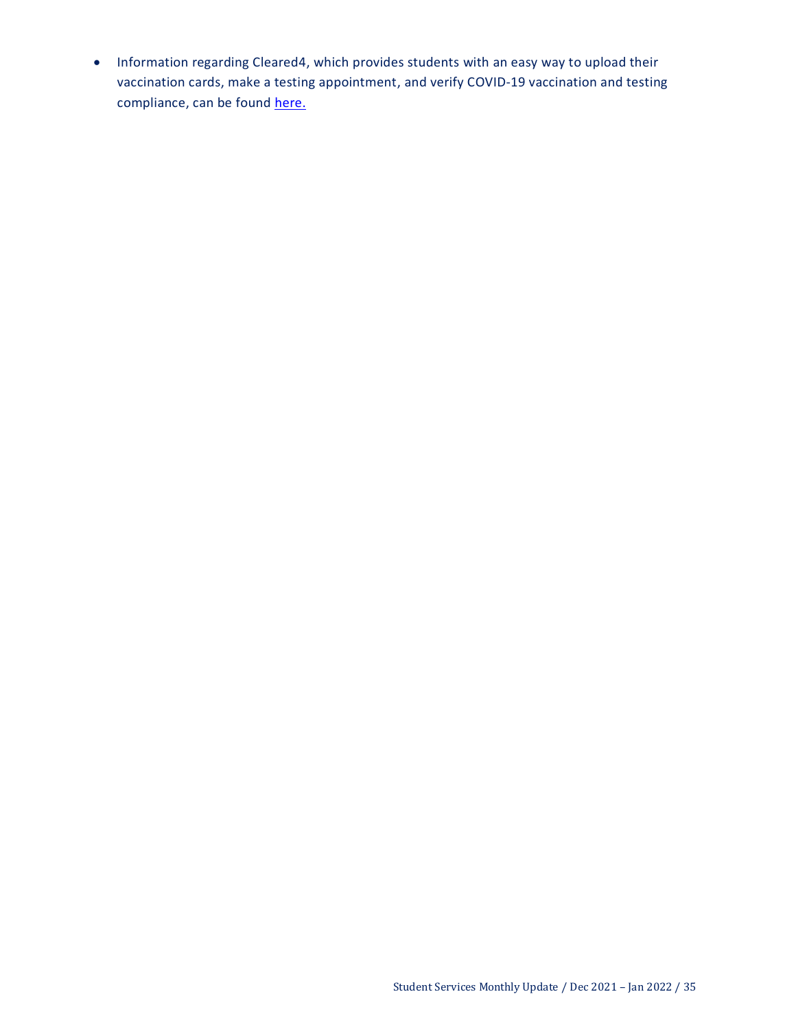- Information regarding Cleared4, which provides students with an easy way to upload their vaccination cards, make a testing appointment, and verify COVID-19 vaccination and testing compliance, can be found here.